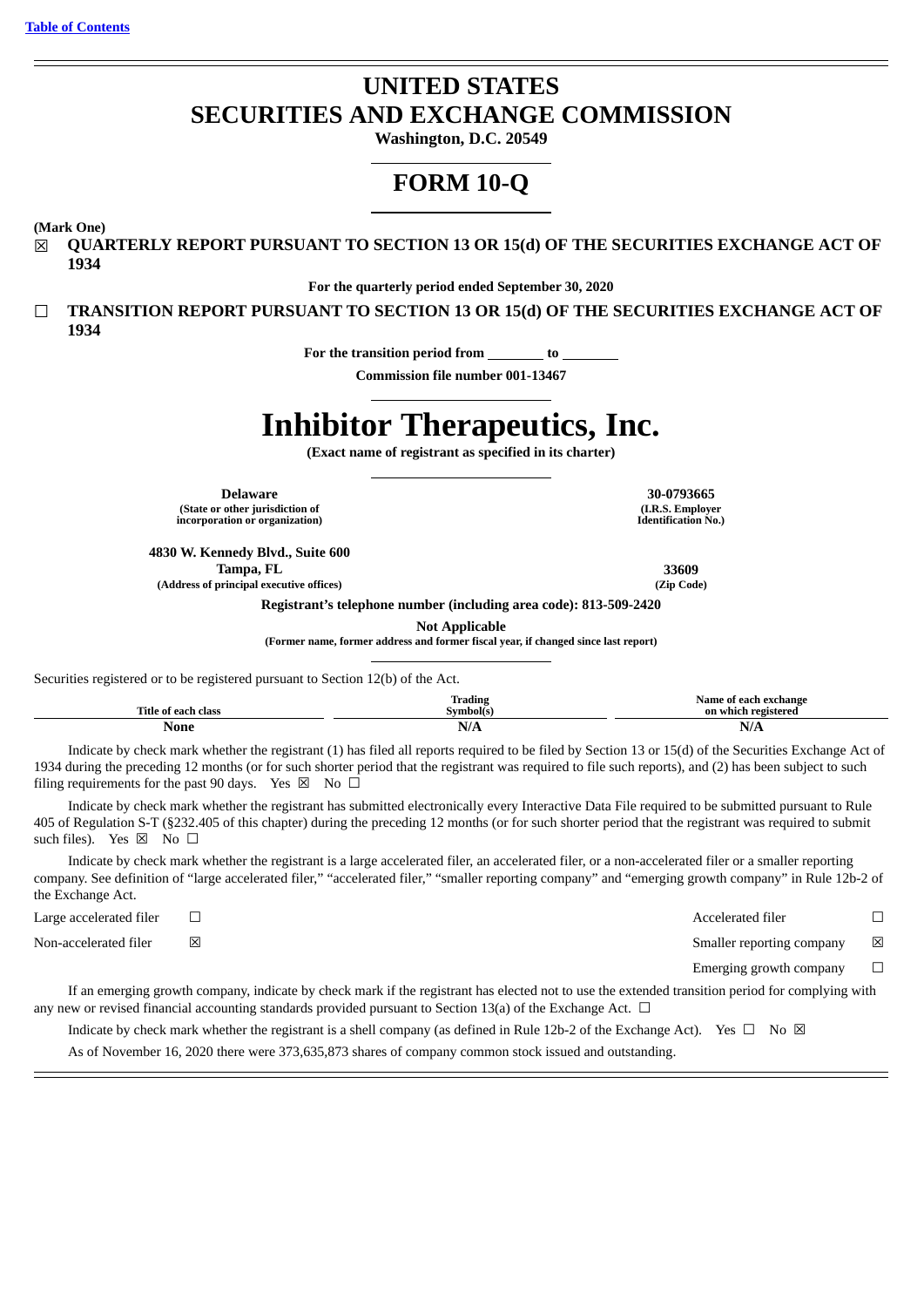[Table of Contents](#)

# UNITED STATES
# SECURITIES AND EXCHANGE COMMISSION

**Washington, D.C. 20549**

# FORM 10-Q

**(Mark One)**

☒ **QUARTERLY REPORT PURSUANT TO SECTION 13 OR 15(d) OF THE SECURITIES EXCHANGE ACT OF 1934**

**For the quarterly period ended September 30, 2020**

☐ **TRANSITION REPORT PURSUANT TO SECTION 13 OR 15(d) OF THE SECURITIES EXCHANGE ACT OF 1934**

**For the transition period from \_\_\_\_\_\_\_\_ to \_\_\_\_\_\_\_\_**

**Commission file number 001-13467**

# Inhibitor Therapeutics, Inc.

**(Exact name of registrant as specified in its charter)**

| **Delaware** | **30-0793665** |
|---|---|
| **(State or other jurisdiction of incorporation or organization)** | **(I.R.S. Employer Identification No.)** |
| **4830 W. Kennedy Blvd., Suite 600 Tampa, FL** | **33609** |
| **(Address of principal executive offices)** | **(Zip Code)** |

**Registrant's telephone number (including area code): 813-509-2420**

**Not Applicable**

**(Former name, former address and former fiscal year, if changed since last report)**

Securities registered or to be registered pursuant to Section 12(b) of the Act.

| Title of each class | Trading Symbol(s) | Name of each exchange on which registered |
|---|---|---|
| **None** | **N/A** | **N/A** |

Indicate by check mark whether the registrant (1) has filed all reports required to be filed by Section 13 or 15(d) of the Securities Exchange Act of 1934 during the preceding 12 months (or for such shorter period that the registrant was required to file such reports), and (2) has been subject to such filing requirements for the past 90 days. Yes ☒ No ☐

Indicate by check mark whether the registrant has submitted electronically every Interactive Data File required to be submitted pursuant to Rule 405 of Regulation S-T (§232.405 of this chapter) during the preceding 12 months (or for such shorter period that the registrant was required to submit such files). Yes ☒ No ☐

Indicate by check mark whether the registrant is a large accelerated filer, an accelerated filer, or a non-accelerated filer or a smaller reporting company. See definition of "large accelerated filer," "accelerated filer," "smaller reporting company" and "emerging growth company" in Rule 12b-2 of the Exchange Act.

| | | | |
|---|---|---|---|
| Large accelerated filer | ☐ | Accelerated filer | ☐ |
| Non-accelerated filer | ☒ | Smaller reporting company | ☒ |
| | | Emerging growth company | ☐ |

If an emerging growth company, indicate by check mark if the registrant has elected not to use the extended transition period for complying with any new or revised financial accounting standards provided pursuant to Section 13(a) of the Exchange Act. ☐

Indicate by check mark whether the registrant is a shell company (as defined in Rule 12b-2 of the Exchange Act). Yes ☐ No ☒

As of November 16, 2020 there were 373,635,873 shares of company common stock issued and outstanding.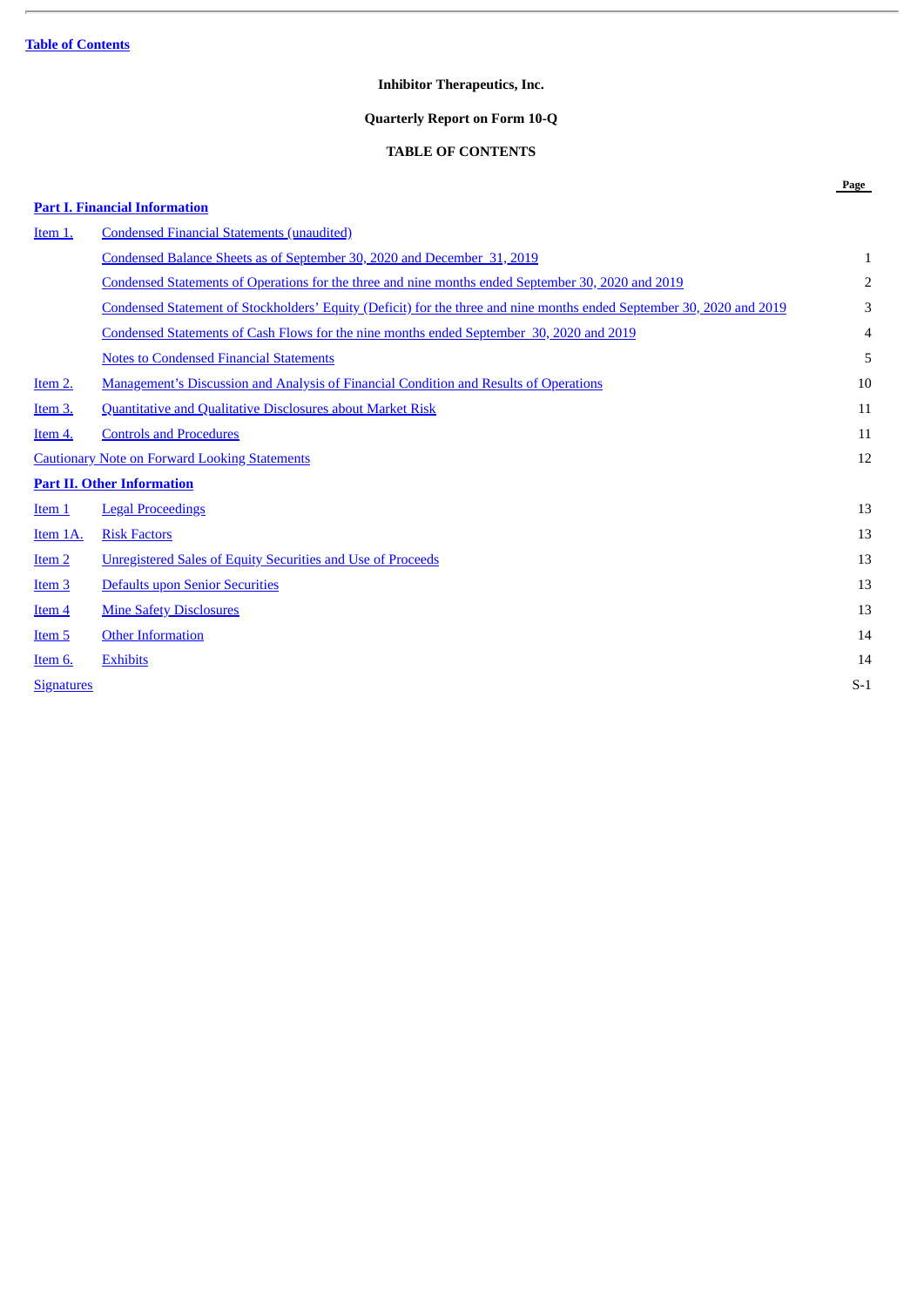Table of Contents

**Inhibitor Therapeutics, Inc.**

**Quarterly Report on Form 10-Q**

**TABLE OF CONTENTS**

| | | Page |
|---|---|---|
| **Part I. Financial Information** | | |
| Item 1. | Condensed Financial Statements (unaudited) | |
| | Condensed Balance Sheets as of September 30, 2020 and December 31, 2019 | 1 |
| | Condensed Statements of Operations for the three and nine months ended September 30, 2020 and 2019 | 2 |
| | Condensed Statement of Stockholders' Equity (Deficit) for the three and nine months ended September 30, 2020 and 2019 | 3 |
| | Condensed Statements of Cash Flows for the nine months ended September 30, 2020 and 2019 | 4 |
| | Notes to Condensed Financial Statements | 5 |
| Item 2. | Management's Discussion and Analysis of Financial Condition and Results of Operations | 10 |
| Item 3. | Quantitative and Qualitative Disclosures about Market Risk | 11 |
| Item 4. | Controls and Procedures | 11 |
| Cautionary Note on Forward Looking Statements | | 12 |
| **Part II. Other Information** | | |
| Item 1 | Legal Proceedings | 13 |
| Item 1A. | Risk Factors | 13 |
| Item 2 | Unregistered Sales of Equity Securities and Use of Proceeds | 13 |
| Item 3 | Defaults upon Senior Securities | 13 |
| Item 4 | Mine Safety Disclosures | 13 |
| Item 5 | Other Information | 14 |
| Item 6. | Exhibits | 14 |
| Signatures | | S-1 |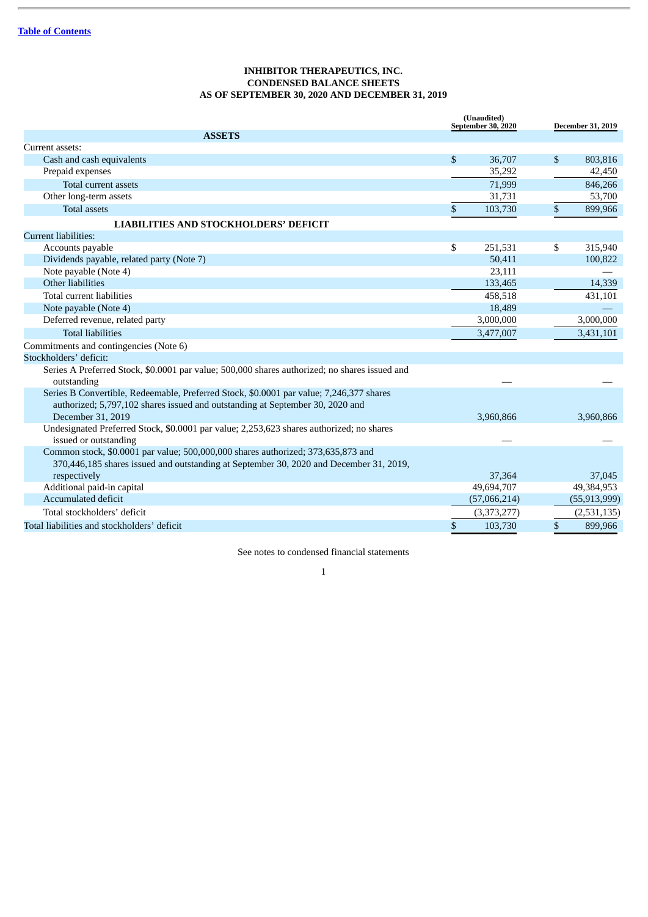# INHIBITOR THERAPEUTICS, INC.
# CONDENSED BALANCE SHEETS
# AS OF SEPTEMBER 30, 2020 AND DECEMBER 31, 2019

| | (Unaudited) September 30, 2020 | December 31, 2019 |
|---|---|---|
| **ASSETS** | | |
| Current assets: | | |
| Cash and cash equivalents | $ 36,707 | $ 803,816 |
| Prepaid expenses | 35,292 | 42,450 |
| Total current assets | 71,999 | 846,266 |
| Other long-term assets | 31,731 | 53,700 |
| Total assets | $ 103,730 | $ 899,966 |
| **LIABILITIES AND STOCKHOLDERS' DEFICIT** | | |
| Current liabilities: | | |
| Accounts payable | $ 251,531 | $ 315,940 |
| Dividends payable, related party (Note 7) | 50,411 | 100,822 |
| Note payable (Note 4) | 23,111 | — |
| Other liabilities | 133,465 | 14,339 |
| Total current liabilities | 458,518 | 431,101 |
| Note payable (Note 4) | 18,489 | — |
| Deferred revenue, related party | 3,000,000 | 3,000,000 |
| Total liabilities | 3,477,007 | 3,431,101 |
| Commitments and contingencies (Note 6) | | |
| Stockholders' deficit: | | |
| Series A Preferred Stock, $0.0001 par value; 500,000 shares authorized; no shares issued and outstanding | — | — |
| Series B Convertible, Redeemable, Preferred Stock, $0.0001 par value; 7,246,377 shares authorized; 5,797,102 shares issued and outstanding at September 30, 2020 and December 31, 2019 | 3,960,866 | 3,960,866 |
| Undesignated Preferred Stock, $0.0001 par value; 2,253,623 shares authorized; no shares issued or outstanding | — | — |
| Common stock, $0.0001 par value; 500,000,000 shares authorized; 373,635,873 and 370,446,185 shares issued and outstanding at September 30, 2020 and December 31, 2019, respectively | 37,364 | 37,045 |
| Additional paid-in capital | 49,694,707 | 49,384,953 |
| Accumulated deficit | (57,066,214) | (55,913,999) |
| Total stockholders' deficit | (3,373,277) | (2,531,135) |
| Total liabilities and stockholders' deficit | $ 103,730 | $ 899,966 |

See notes to condensed financial statements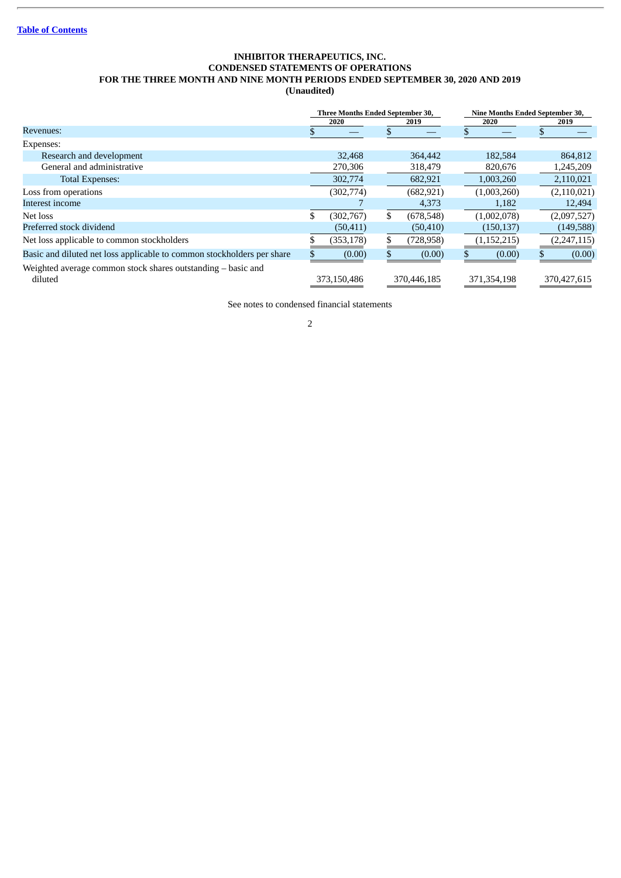[Table of Contents](#)

**INHIBITOR THERAPEUTICS, INC.**
**CONDENSED STATEMENTS OF OPERATIONS**
**FOR THE THREE MONTH AND NINE MONTH PERIODS ENDED SEPTEMBER 30, 2020 AND 2019**
**(Unaudited)**

| | Three Months Ended September 30, | | Nine Months Ended September 30, | |
|---|---|---|---|---|
| | 2020 | 2019 | 2020 | 2019 |
| Revenues: | $ — | $ — | $ — | $ — |
| Expenses: | | | | |
| Research and development | 32,468 | 364,442 | 182,584 | 864,812 |
| General and administrative | 270,306 | 318,479 | 820,676 | 1,245,209 |
| Total Expenses: | 302,774 | 682,921 | 1,003,260 | 2,110,021 |
| Loss from operations | (302,774) | (682,921) | (1,003,260) | (2,110,021) |
| Interest income | 7 | 4,373 | 1,182 | 12,494 |
| Net loss | $ (302,767) | $ (678,548) | (1,002,078) | (2,097,527) |
| Preferred stock dividend | (50,411) | (50,410) | (150,137) | (149,588) |
| Net loss applicable to common stockholders | $ (353,178) | $ (728,958) | (1,152,215) | (2,247,115) |
| Basic and diluted net loss applicable to common stockholders per share | $ (0.00) | $ (0.00) | $ (0.00) | $ (0.00) |
| Weighted average common stock shares outstanding – basic and diluted | 373,150,486 | 370,446,185 | 371,354,198 | 370,427,615 |

See notes to condensed financial statements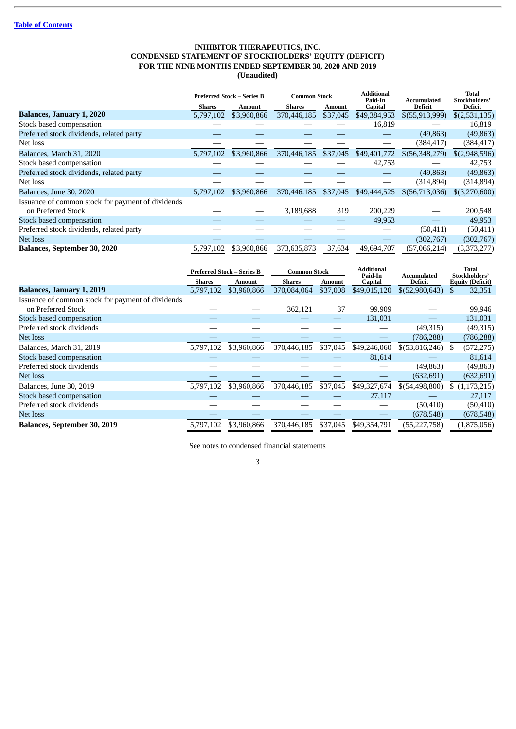[Table of Contents](#)

**INHIBITOR THERAPEUTICS, INC.**
**CONDENSED STATEMENT OF STOCKHOLDERS' EQUITY (DEFICIT)**
**FOR THE NINE MONTHS ENDED SEPTEMBER 30, 2020 AND 2019**
**(Unaudited)**

| | Preferred Stock – Series B | | Common Stock | | Additional Paid-In Capital | Accumulated Deficit | Total Stockholders' Deficit |
|---|---|---|---|---|---|---|---|
| | Shares | Amount | Shares | Amount | | | |
| **Balances, January 1, 2020** | 5,797,102 | $3,960,866 | 370,446,185 | $37,045 | $49,384,953 | $(55,913,999) | $(2,531,135) |
| Stock based compensation | — | — | — | — | 16,819 | — | 16,819 |
| Preferred stock dividends, related party | — | — | — | — | — | (49,863) | (49,863) |
| Net loss | — | — | — | — | — | (384,417) | (384,417) |
| Balances, March 31, 2020 | 5,797,102 | $3,960,866 | 370,446,185 | $37,045 | $49,401,772 | $(56,348,279) | $(2,948,596) |
| Stock based compensation | — | — | — | — | 42,753 | — | 42,753 |
| Preferred stock dividends, related party | — | — | — | — | — | (49,863) | (49,863) |
| Net loss | — | — | — | — | — | (314,894) | (314,894) |
| Balances, June 30, 2020 | 5,797,102 | $3,960,866 | 370,446.185 | $37,045 | $49,444,525 | $(56,713,036) | $(3,270,600) |
| Issuance of common stock for payment of dividends on Preferred Stock | — | — | 3,189,688 | 319 | 200,229 | — | 200,548 |
| Stock based compensation | — | — | — | — | 49,953 | — | 49,953 |
| Preferred stock dividends, related party | — | — | — | — | — | (50,411) | (50,411) |
| Net loss | — | — | — | — | — | (302,767) | (302,767) |
| **Balances, September 30, 2020** | 5,797,102 | $3,960,866 | 373,635,873 | 37,634 | 49,694,707 | (57,066,214) | (3,373,277) |

| | Preferred Stock – Series B | | Common Stock | | Additional Paid-In Capital | Accumulated Deficit | Total Stockholders' Equity (Deficit) |
|---|---|---|---|---|---|---|---|
| | Shares | Amount | Shares | Amount | | | |
| **Balances, January 1, 2019** | 5,797,102 | $3,960,866 | 370,084,064 | $37,008 | $49,015,120 | $(52,980,643) | $ 32,351 |
| Issuance of common stock for payment of dividends on Preferred Stock | — | — | 362,121 | 37 | 99,909 | — | 99,946 |
| Stock based compensation | — | — | — | — | 131,031 | — | 131,031 |
| Preferred stock dividends | — | — | — | — | — | (49,315) | (49,315) |
| Net loss | — | — | — | — | — | (786,288) | (786,288) |
| Balances, March 31, 2019 | 5,797,102 | $3,960,866 | 370,446,185 | $37,045 | $49,246,060 | $(53,816,246) | $ (572,275) |
| Stock based compensation | — | — | — | — | 81,614 | — | 81,614 |
| Preferred stock dividends | — | — | — | — | — | (49,863) | (49,863) |
| Net loss | — | — | — | — | — | (632,691) | (632,691) |
| Balances, June 30, 2019 | 5,797,102 | $3,960,866 | 370,446,185 | $37,045 | $49,327,674 | $(54,498,800) | $ (1,173,215) |
| Stock based compensation | — | — | — | — | 27,117 | — | 27,117 |
| Preferred stock dividends | — | — | — | — | — | (50,410) | (50,410) |
| Net loss | — | — | — | — | — | (678,548) | (678,548) |
| **Balances, September 30, 2019** | 5,797,102 | $3,960,866 | 370,446,185 | $37,045 | $49,354,791 | (55,227,758) | (1,875,056) |

See notes to condensed financial statements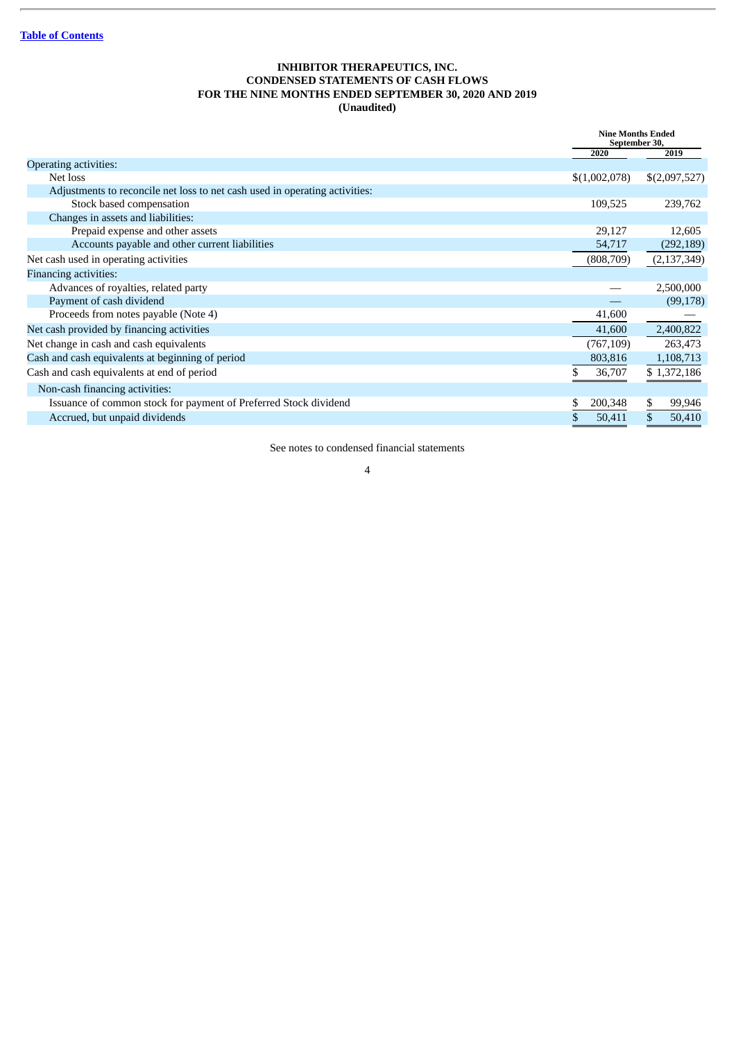[Table of Contents](#)

**INHIBITOR THERAPEUTICS, INC.**
**CONDENSED STATEMENTS OF CASH FLOWS**
**FOR THE NINE MONTHS ENDED SEPTEMBER 30, 2020 AND 2019**
**(Unaudited)**

| | Nine Months Ended September 30, | |
|---|---|---|
| | 2020 | 2019 |
| Operating activities: | | |
| Net loss | $(1,002,078) | $(2,097,527) |
| Adjustments to reconcile net loss to net cash used in operating activities: | | |
| Stock based compensation | 109,525 | 239,762 |
| Changes in assets and liabilities: | | |
| Prepaid expense and other assets | 29,127 | 12,605 |
| Accounts payable and other current liabilities | 54,717 | (292,189) |
| Net cash used in operating activities | (808,709) | (2,137,349) |
| Financing activities: | | |
| Advances of royalties, related party | — | 2,500,000 |
| Payment of cash dividend | — | (99,178) |
| Proceeds from notes payable (Note 4) | 41,600 | — |
| Net cash provided by financing activities | 41,600 | 2,400,822 |
| Net change in cash and cash equivalents | (767,109) | 263,473 |
| Cash and cash equivalents at beginning of period | 803,816 | 1,108,713 |
| Cash and cash equivalents at end of period | $ 36,707 | $ 1,372,186 |
| Non-cash financing activities: | | |
| Issuance of common stock for payment of Preferred Stock dividend | $ 200,348 | $ 99,946 |
| Accrued, but unpaid dividends | $ 50,411 | $ 50,410 |

See notes to condensed financial statements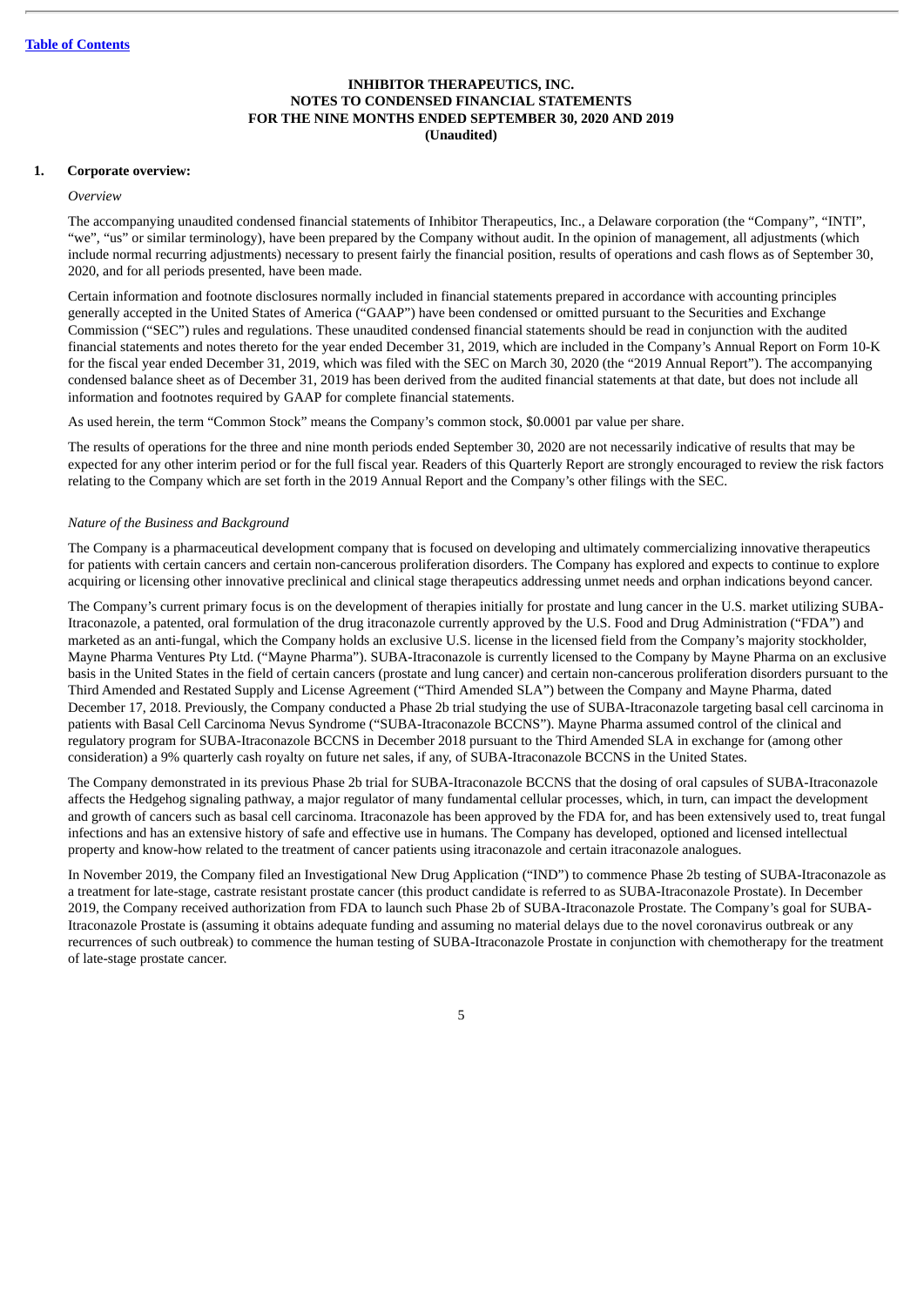**INHIBITOR THERAPEUTICS, INC.**
**NOTES TO CONDENSED FINANCIAL STATEMENTS**
**FOR THE NINE MONTHS ENDED SEPTEMBER 30, 2020 AND 2019**
**(Unaudited)**

## 1. Corporate overview:

*Overview*

The accompanying unaudited condensed financial statements of Inhibitor Therapeutics, Inc., a Delaware corporation (the "Company", "INTI", "we", "us" or similar terminology), have been prepared by the Company without audit. In the opinion of management, all adjustments (which include normal recurring adjustments) necessary to present fairly the financial position, results of operations and cash flows as of September 30, 2020, and for all periods presented, have been made.

Certain information and footnote disclosures normally included in financial statements prepared in accordance with accounting principles generally accepted in the United States of America ("GAAP") have been condensed or omitted pursuant to the Securities and Exchange Commission ("SEC") rules and regulations. These unaudited condensed financial statements should be read in conjunction with the audited financial statements and notes thereto for the year ended December 31, 2019, which are included in the Company's Annual Report on Form 10-K for the fiscal year ended December 31, 2019, which was filed with the SEC on March 30, 2020 (the "2019 Annual Report"). The accompanying condensed balance sheet as of December 31, 2019 has been derived from the audited financial statements at that date, but does not include all information and footnotes required by GAAP for complete financial statements.

As used herein, the term "Common Stock" means the Company's common stock, $0.0001 par value per share.

The results of operations for the three and nine month periods ended September 30, 2020 are not necessarily indicative of results that may be expected for any other interim period or for the full fiscal year. Readers of this Quarterly Report are strongly encouraged to review the risk factors relating to the Company which are set forth in the 2019 Annual Report and the Company's other filings with the SEC.

*Nature of the Business and Background*

The Company is a pharmaceutical development company that is focused on developing and ultimately commercializing innovative therapeutics for patients with certain cancers and certain non-cancerous proliferation disorders. The Company has explored and expects to continue to explore acquiring or licensing other innovative preclinical and clinical stage therapeutics addressing unmet needs and orphan indications beyond cancer.

The Company's current primary focus is on the development of therapies initially for prostate and lung cancer in the U.S. market utilizing SUBA-Itraconazole, a patented, oral formulation of the drug itraconazole currently approved by the U.S. Food and Drug Administration ("FDA") and marketed as an anti-fungal, which the Company holds an exclusive U.S. license in the licensed field from the Company's majority stockholder, Mayne Pharma Ventures Pty Ltd. ("Mayne Pharma"). SUBA-Itraconazole is currently licensed to the Company by Mayne Pharma on an exclusive basis in the United States in the field of certain cancers (prostate and lung cancer) and certain non-cancerous proliferation disorders pursuant to the Third Amended and Restated Supply and License Agreement ("Third Amended SLA") between the Company and Mayne Pharma, dated December 17, 2018. Previously, the Company conducted a Phase 2b trial studying the use of SUBA-Itraconazole targeting basal cell carcinoma in patients with Basal Cell Carcinoma Nevus Syndrome ("SUBA-Itraconazole BCCNS"). Mayne Pharma assumed control of the clinical and regulatory program for SUBA-Itraconazole BCCNS in December 2018 pursuant to the Third Amended SLA in exchange for (among other consideration) a 9% quarterly cash royalty on future net sales, if any, of SUBA-Itraconazole BCCNS in the United States.

The Company demonstrated in its previous Phase 2b trial for SUBA-Itraconazole BCCNS that the dosing of oral capsules of SUBA-Itraconazole affects the Hedgehog signaling pathway, a major regulator of many fundamental cellular processes, which, in turn, can impact the development and growth of cancers such as basal cell carcinoma. Itraconazole has been approved by the FDA for, and has been extensively used to, treat fungal infections and has an extensive history of safe and effective use in humans. The Company has developed, optioned and licensed intellectual property and know-how related to the treatment of cancer patients using itraconazole and certain itraconazole analogues.

In November 2019, the Company filed an Investigational New Drug Application ("IND") to commence Phase 2b testing of SUBA-Itraconazole as a treatment for late-stage, castrate resistant prostate cancer (this product candidate is referred to as SUBA-Itraconazole Prostate). In December 2019, the Company received authorization from FDA to launch such Phase 2b of SUBA-Itraconazole Prostate. The Company's goal for SUBA-Itraconazole Prostate is (assuming it obtains adequate funding and assuming no material delays due to the novel coronavirus outbreak or any recurrences of such outbreak) to commence the human testing of SUBA-Itraconazole Prostate in conjunction with chemotherapy for the treatment of late-stage prostate cancer.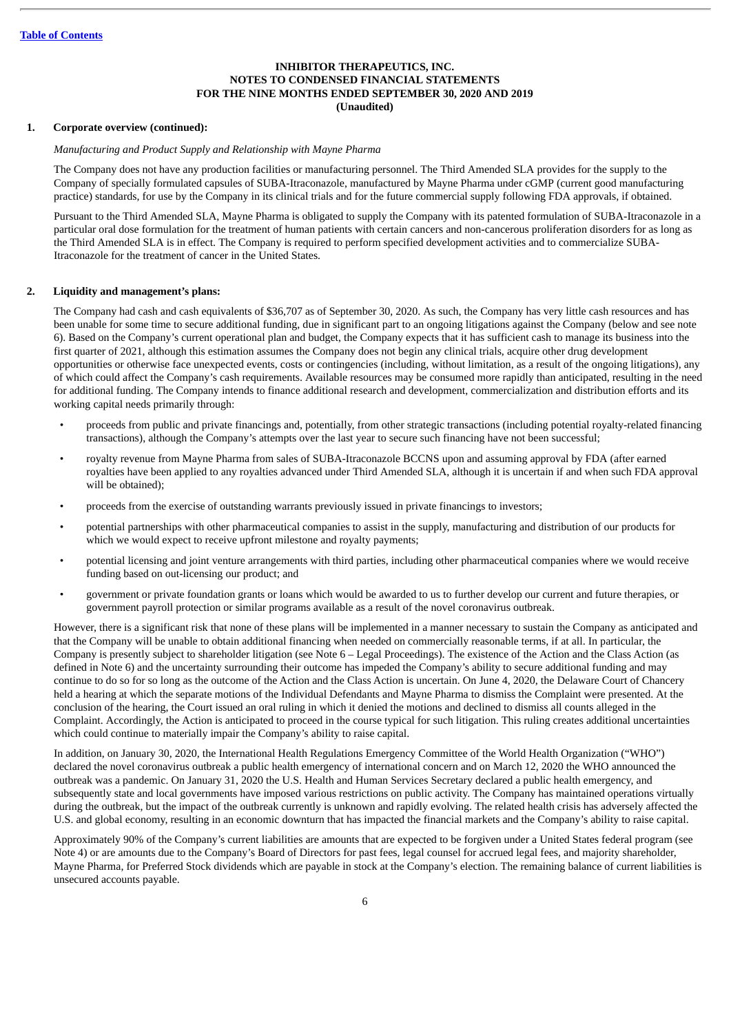**INHIBITOR THERAPEUTICS, INC.**
**NOTES TO CONDENSED FINANCIAL STATEMENTS**
**FOR THE NINE MONTHS ENDED SEPTEMBER 30, 2020 AND 2019**
**(Unaudited)**

**1. Corporate overview (continued):**

*Manufacturing and Product Supply and Relationship with Mayne Pharma*

The Company does not have any production facilities or manufacturing personnel. The Third Amended SLA provides for the supply to the Company of specially formulated capsules of SUBA-Itraconazole, manufactured by Mayne Pharma under cGMP (current good manufacturing practice) standards, for use by the Company in its clinical trials and for the future commercial supply following FDA approvals, if obtained.

Pursuant to the Third Amended SLA, Mayne Pharma is obligated to supply the Company with its patented formulation of SUBA-Itraconazole in a particular oral dose formulation for the treatment of human patients with certain cancers and non-cancerous proliferation disorders for as long as the Third Amended SLA is in effect. The Company is required to perform specified development activities and to commercialize SUBA-Itraconazole for the treatment of cancer in the United States.

**2. Liquidity and management's plans:**

The Company had cash and cash equivalents of $36,707 as of September 30, 2020. As such, the Company has very little cash resources and has been unable for some time to secure additional funding, due in significant part to an ongoing litigations against the Company (below and see note 6). Based on the Company's current operational plan and budget, the Company expects that it has sufficient cash to manage its business into the first quarter of 2021, although this estimation assumes the Company does not begin any clinical trials, acquire other drug development opportunities or otherwise face unexpected events, costs or contingencies (including, without limitation, as a result of the ongoing litigations), any of which could affect the Company's cash requirements. Available resources may be consumed more rapidly than anticipated, resulting in the need for additional funding. The Company intends to finance additional research and development, commercialization and distribution efforts and its working capital needs primarily through:

- proceeds from public and private financings and, potentially, from other strategic transactions (including potential royalty-related financing transactions), although the Company's attempts over the last year to secure such financing have not been successful;
- royalty revenue from Mayne Pharma from sales of SUBA-Itraconazole BCCNS upon and assuming approval by FDA (after earned royalties have been applied to any royalties advanced under Third Amended SLA, although it is uncertain if and when such FDA approval will be obtained);
- proceeds from the exercise of outstanding warrants previously issued in private financings to investors;
- potential partnerships with other pharmaceutical companies to assist in the supply, manufacturing and distribution of our products for which we would expect to receive upfront milestone and royalty payments;
- potential licensing and joint venture arrangements with third parties, including other pharmaceutical companies where we would receive funding based on out-licensing our product; and
- government or private foundation grants or loans which would be awarded to us to further develop our current and future therapies, or government payroll protection or similar programs available as a result of the novel coronavirus outbreak.

However, there is a significant risk that none of these plans will be implemented in a manner necessary to sustain the Company as anticipated and that the Company will be unable to obtain additional financing when needed on commercially reasonable terms, if at all. In particular, the Company is presently subject to shareholder litigation (see Note 6 – Legal Proceedings). The existence of the Action and the Class Action (as defined in Note 6) and the uncertainty surrounding their outcome has impeded the Company's ability to secure additional funding and may continue to do so for so long as the outcome of the Action and the Class Action is uncertain. On June 4, 2020, the Delaware Court of Chancery held a hearing at which the separate motions of the Individual Defendants and Mayne Pharma to dismiss the Complaint were presented. At the conclusion of the hearing, the Court issued an oral ruling in which it denied the motions and declined to dismiss all counts alleged in the Complaint. Accordingly, the Action is anticipated to proceed in the course typical for such litigation. This ruling creates additional uncertainties which could continue to materially impair the Company's ability to raise capital.

In addition, on January 30, 2020, the International Health Regulations Emergency Committee of the World Health Organization ("WHO") declared the novel coronavirus outbreak a public health emergency of international concern and on March 12, 2020 the WHO announced the outbreak was a pandemic. On January 31, 2020 the U.S. Health and Human Services Secretary declared a public health emergency, and subsequently state and local governments have imposed various restrictions on public activity. The Company has maintained operations virtually during the outbreak, but the impact of the outbreak currently is unknown and rapidly evolving. The related health crisis has adversely affected the U.S. and global economy, resulting in an economic downturn that has impacted the financial markets and the Company's ability to raise capital.

Approximately 90% of the Company's current liabilities are amounts that are expected to be forgiven under a United States federal program (see Note 4) or are amounts due to the Company's Board of Directors for past fees, legal counsel for accrued legal fees, and majority shareholder, Mayne Pharma, for Preferred Stock dividends which are payable in stock at the Company's election. The remaining balance of current liabilities is unsecured accounts payable.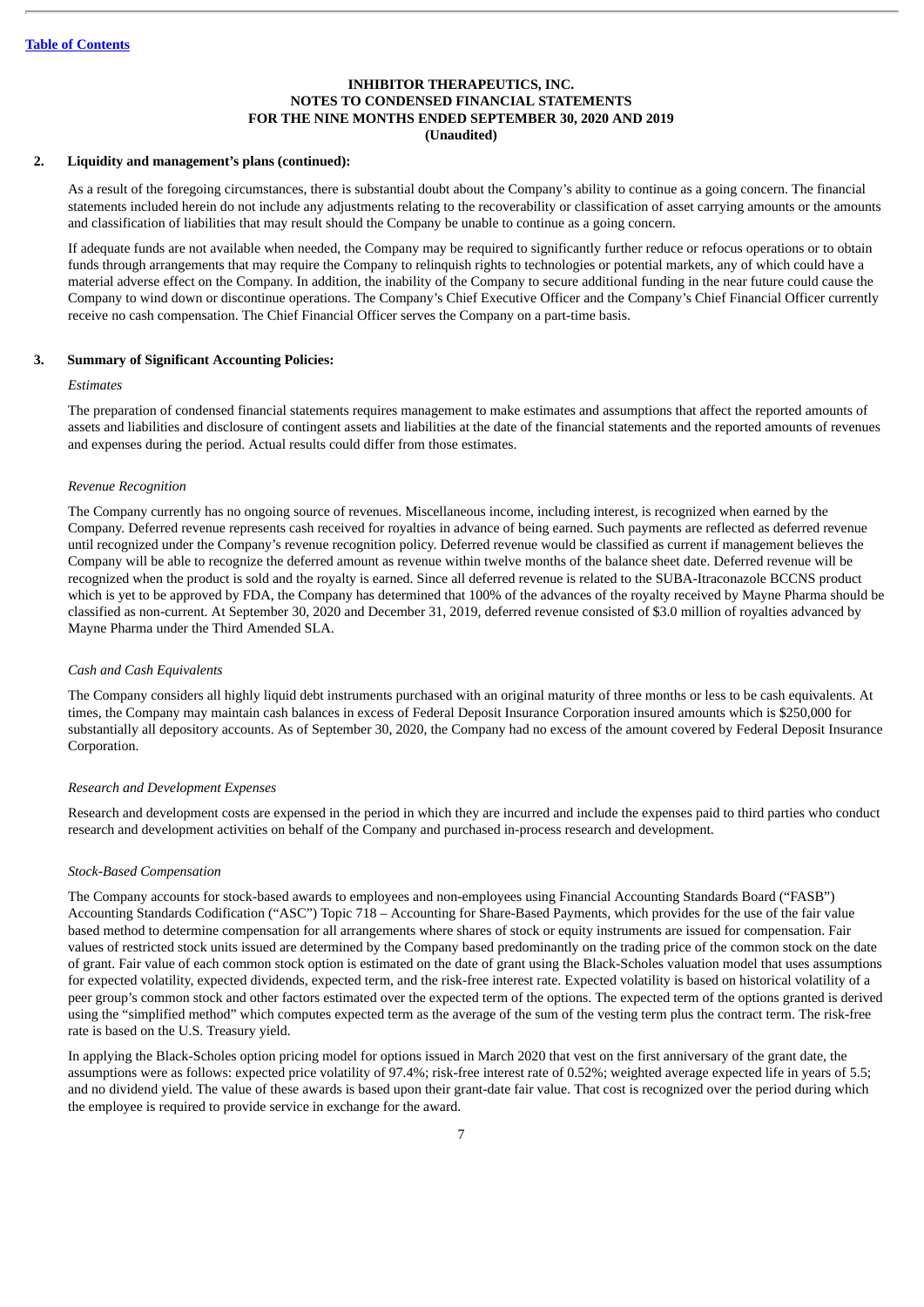**INHIBITOR THERAPEUTICS, INC.**
**NOTES TO CONDENSED FINANCIAL STATEMENTS**
**FOR THE NINE MONTHS ENDED SEPTEMBER 30, 2020 AND 2019**
**(Unaudited)**

**2. Liquidity and management's plans (continued):**

As a result of the foregoing circumstances, there is substantial doubt about the Company's ability to continue as a going concern. The financial statements included herein do not include any adjustments relating to the recoverability or classification of asset carrying amounts or the amounts and classification of liabilities that may result should the Company be unable to continue as a going concern.

If adequate funds are not available when needed, the Company may be required to significantly further reduce or refocus operations or to obtain funds through arrangements that may require the Company to relinquish rights to technologies or potential markets, any of which could have a material adverse effect on the Company. In addition, the inability of the Company to secure additional funding in the near future could cause the Company to wind down or discontinue operations. The Company's Chief Executive Officer and the Company's Chief Financial Officer currently receive no cash compensation. The Chief Financial Officer serves the Company on a part-time basis.

**3. Summary of Significant Accounting Policies:**

*Estimates*

The preparation of condensed financial statements requires management to make estimates and assumptions that affect the reported amounts of assets and liabilities and disclosure of contingent assets and liabilities at the date of the financial statements and the reported amounts of revenues and expenses during the period. Actual results could differ from those estimates.

*Revenue Recognition*

The Company currently has no ongoing source of revenues. Miscellaneous income, including interest, is recognized when earned by the Company. Deferred revenue represents cash received for royalties in advance of being earned. Such payments are reflected as deferred revenue until recognized under the Company's revenue recognition policy. Deferred revenue would be classified as current if management believes the Company will be able to recognize the deferred amount as revenue within twelve months of the balance sheet date. Deferred revenue will be recognized when the product is sold and the royalty is earned. Since all deferred revenue is related to the SUBA-Itraconazole BCCNS product which is yet to be approved by FDA, the Company has determined that 100% of the advances of the royalty received by Mayne Pharma should be classified as non-current. At September 30, 2020 and December 31, 2019, deferred revenue consisted of $3.0 million of royalties advanced by Mayne Pharma under the Third Amended SLA.

*Cash and Cash Equivalents*

The Company considers all highly liquid debt instruments purchased with an original maturity of three months or less to be cash equivalents. At times, the Company may maintain cash balances in excess of Federal Deposit Insurance Corporation insured amounts which is $250,000 for substantially all depository accounts. As of September 30, 2020, the Company had no excess of the amount covered by Federal Deposit Insurance Corporation.

*Research and Development Expenses*

Research and development costs are expensed in the period in which they are incurred and include the expenses paid to third parties who conduct research and development activities on behalf of the Company and purchased in-process research and development.

*Stock-Based Compensation*

The Company accounts for stock-based awards to employees and non-employees using Financial Accounting Standards Board ("FASB") Accounting Standards Codification ("ASC") Topic 718 – Accounting for Share-Based Payments, which provides for the use of the fair value based method to determine compensation for all arrangements where shares of stock or equity instruments are issued for compensation. Fair values of restricted stock units issued are determined by the Company based predominantly on the trading price of the common stock on the date of grant. Fair value of each common stock option is estimated on the date of grant using the Black-Scholes valuation model that uses assumptions for expected volatility, expected dividends, expected term, and the risk-free interest rate. Expected volatility is based on historical volatility of a peer group's common stock and other factors estimated over the expected term of the options. The expected term of the options granted is derived using the "simplified method" which computes expected term as the average of the sum of the vesting term plus the contract term. The risk-free rate is based on the U.S. Treasury yield.

In applying the Black-Scholes option pricing model for options issued in March 2020 that vest on the first anniversary of the grant date, the assumptions were as follows: expected price volatility of 97.4%; risk-free interest rate of 0.52%; weighted average expected life in years of 5.5; and no dividend yield. The value of these awards is based upon their grant-date fair value. That cost is recognized over the period during which the employee is required to provide service in exchange for the award.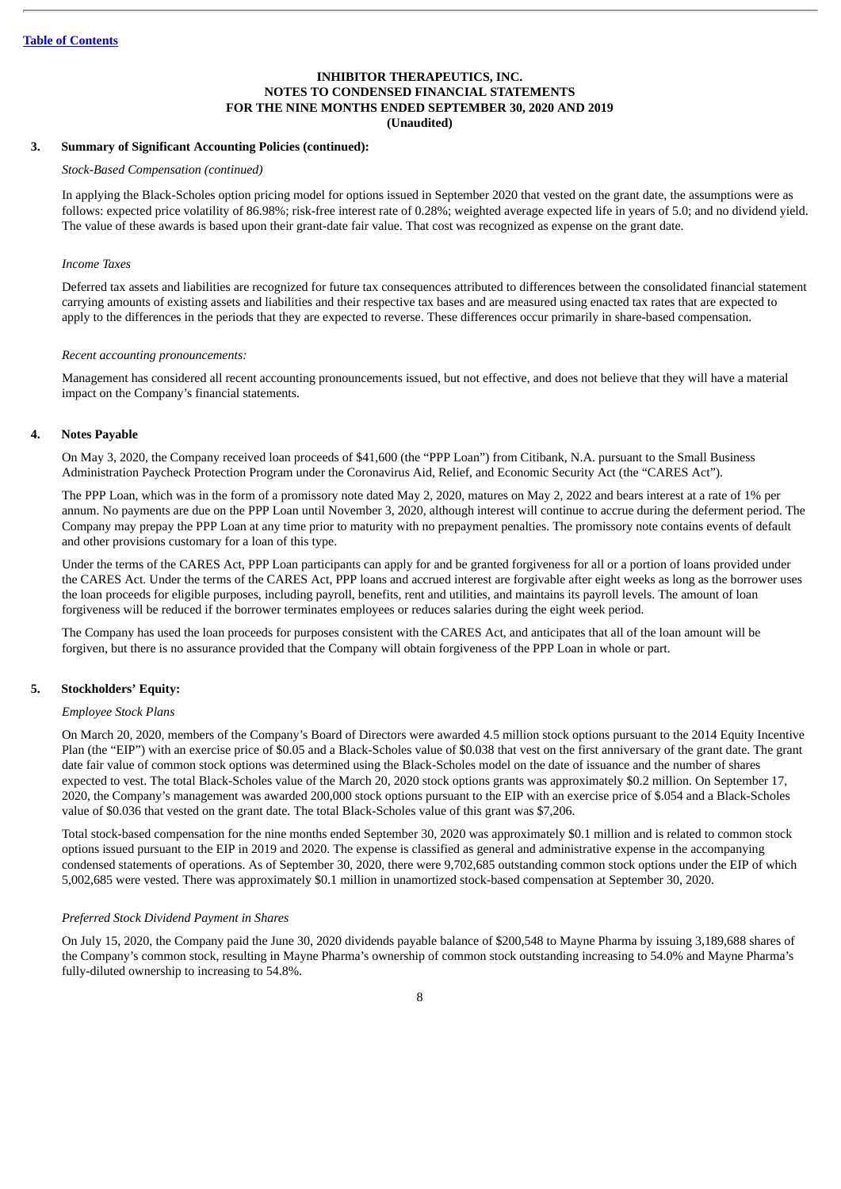**INHIBITOR THERAPEUTICS, INC.**
**NOTES TO CONDENSED FINANCIAL STATEMENTS**
**FOR THE NINE MONTHS ENDED SEPTEMBER 30, 2020 AND 2019**
**(Unaudited)**

**3. Summary of Significant Accounting Policies (continued):**

*Stock-Based Compensation (continued)*

In applying the Black-Scholes option pricing model for options issued in September 2020 that vested on the grant date, the assumptions were as follows: expected price volatility of 86.98%; risk-free interest rate of 0.28%; weighted average expected life in years of 5.0; and no dividend yield. The value of these awards is based upon their grant-date fair value. That cost was recognized as expense on the grant date.

*Income Taxes*

Deferred tax assets and liabilities are recognized for future tax consequences attributed to differences between the consolidated financial statement carrying amounts of existing assets and liabilities and their respective tax bases and are measured using enacted tax rates that are expected to apply to the differences in the periods that they are expected to reverse. These differences occur primarily in share-based compensation.

*Recent accounting pronouncements:*

Management has considered all recent accounting pronouncements issued, but not effective, and does not believe that they will have a material impact on the Company's financial statements.

**4. Notes Payable**

On May 3, 2020, the Company received loan proceeds of $41,600 (the "PPP Loan") from Citibank, N.A. pursuant to the Small Business Administration Paycheck Protection Program under the Coronavirus Aid, Relief, and Economic Security Act (the "CARES Act").

The PPP Loan, which was in the form of a promissory note dated May 2, 2020, matures on May 2, 2022 and bears interest at a rate of 1% per annum. No payments are due on the PPP Loan until November 3, 2020, although interest will continue to accrue during the deferment period. The Company may prepay the PPP Loan at any time prior to maturity with no prepayment penalties. The promissory note contains events of default and other provisions customary for a loan of this type.

Under the terms of the CARES Act, PPP Loan participants can apply for and be granted forgiveness for all or a portion of loans provided under the CARES Act. Under the terms of the CARES Act, PPP loans and accrued interest are forgivable after eight weeks as long as the borrower uses the loan proceeds for eligible purposes, including payroll, benefits, rent and utilities, and maintains its payroll levels. The amount of loan forgiveness will be reduced if the borrower terminates employees or reduces salaries during the eight week period.

The Company has used the loan proceeds for purposes consistent with the CARES Act, and anticipates that all of the loan amount will be forgiven, but there is no assurance provided that the Company will obtain forgiveness of the PPP Loan in whole or part.

**5. Stockholders' Equity:**

*Employee Stock Plans*

On March 20, 2020, members of the Company's Board of Directors were awarded 4.5 million stock options pursuant to the 2014 Equity Incentive Plan (the "EIP") with an exercise price of $0.05 and a Black-Scholes value of $0.038 that vest on the first anniversary of the grant date. The grant date fair value of common stock options was determined using the Black-Scholes model on the date of issuance and the number of shares expected to vest. The total Black-Scholes value of the March 20, 2020 stock options grants was approximately $0.2 million. On September 17, 2020, the Company's management was awarded 200,000 stock options pursuant to the EIP with an exercise price of $.054 and a Black-Scholes value of $0.036 that vested on the grant date. The total Black-Scholes value of this grant was $7,206.

Total stock-based compensation for the nine months ended September 30, 2020 was approximately $0.1 million and is related to common stock options issued pursuant to the EIP in 2019 and 2020. The expense is classified as general and administrative expense in the accompanying condensed statements of operations. As of September 30, 2020, there were 9,702,685 outstanding common stock options under the EIP of which 5,002,685 were vested. There was approximately $0.1 million in unamortized stock-based compensation at September 30, 2020.

*Preferred Stock Dividend Payment in Shares*

On July 15, 2020, the Company paid the June 30, 2020 dividends payable balance of $200,548 to Mayne Pharma by issuing 3,189,688 shares of the Company's common stock, resulting in Mayne Pharma's ownership of common stock outstanding increasing to 54.0% and Mayne Pharma's fully-diluted ownership to increasing to 54.8%.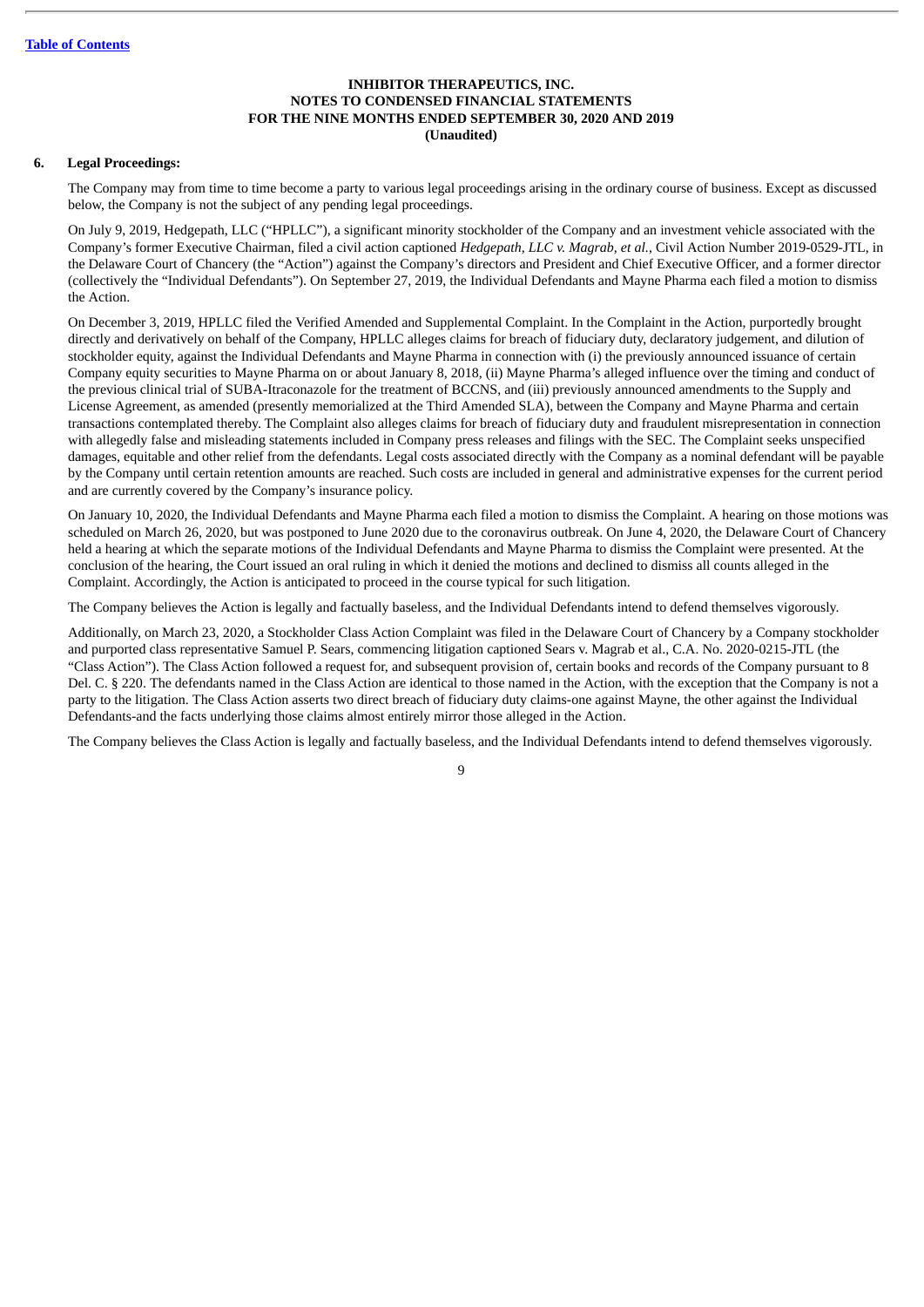[Table of Contents](#)

**INHIBITOR THERAPEUTICS, INC.**
**NOTES TO CONDENSED FINANCIAL STATEMENTS**
**FOR THE NINE MONTHS ENDED SEPTEMBER 30, 2020 AND 2019**
**(Unaudited)**

**6. Legal Proceedings:**

The Company may from time to time become a party to various legal proceedings arising in the ordinary course of business. Except as discussed below, the Company is not the subject of any pending legal proceedings.

On July 9, 2019, Hedgepath, LLC ("HPLLC"), a significant minority stockholder of the Company and an investment vehicle associated with the Company's former Executive Chairman, filed a civil action captioned *Hedgepath, LLC v. Magrab, et al.*, Civil Action Number 2019-0529-JTL, in the Delaware Court of Chancery (the "Action") against the Company's directors and President and Chief Executive Officer, and a former director (collectively the "Individual Defendants"). On September 27, 2019, the Individual Defendants and Mayne Pharma each filed a motion to dismiss the Action.

On December 3, 2019, HPLLC filed the Verified Amended and Supplemental Complaint. In the Complaint in the Action, purportedly brought directly and derivatively on behalf of the Company, HPLLC alleges claims for breach of fiduciary duty, declaratory judgement, and dilution of stockholder equity, against the Individual Defendants and Mayne Pharma in connection with (i) the previously announced issuance of certain Company equity securities to Mayne Pharma on or about January 8, 2018, (ii) Mayne Pharma's alleged influence over the timing and conduct of the previous clinical trial of SUBA-Itraconazole for the treatment of BCCNS, and (iii) previously announced amendments to the Supply and License Agreement, as amended (presently memorialized at the Third Amended SLA), between the Company and Mayne Pharma and certain transactions contemplated thereby. The Complaint also alleges claims for breach of fiduciary duty and fraudulent misrepresentation in connection with allegedly false and misleading statements included in Company press releases and filings with the SEC. The Complaint seeks unspecified damages, equitable and other relief from the defendants. Legal costs associated directly with the Company as a nominal defendant will be payable by the Company until certain retention amounts are reached. Such costs are included in general and administrative expenses for the current period and are currently covered by the Company's insurance policy.

On January 10, 2020, the Individual Defendants and Mayne Pharma each filed a motion to dismiss the Complaint. A hearing on those motions was scheduled on March 26, 2020, but was postponed to June 2020 due to the coronavirus outbreak. On June 4, 2020, the Delaware Court of Chancery held a hearing at which the separate motions of the Individual Defendants and Mayne Pharma to dismiss the Complaint were presented. At the conclusion of the hearing, the Court issued an oral ruling in which it denied the motions and declined to dismiss all counts alleged in the Complaint. Accordingly, the Action is anticipated to proceed in the course typical for such litigation.

The Company believes the Action is legally and factually baseless, and the Individual Defendants intend to defend themselves vigorously.

Additionally, on March 23, 2020, a Stockholder Class Action Complaint was filed in the Delaware Court of Chancery by a Company stockholder and purported class representative Samuel P. Sears, commencing litigation captioned Sears v. Magrab et al., C.A. No. 2020-0215-JTL (the "Class Action"). The Class Action followed a request for, and subsequent provision of, certain books and records of the Company pursuant to 8 Del. C. § 220. The defendants named in the Class Action are identical to those named in the Action, with the exception that the Company is not a party to the litigation. The Class Action asserts two direct breach of fiduciary duty claims-one against Mayne, the other against the Individual Defendants-and the facts underlying those claims almost entirely mirror those alleged in the Action.

The Company believes the Class Action is legally and factually baseless, and the Individual Defendants intend to defend themselves vigorously.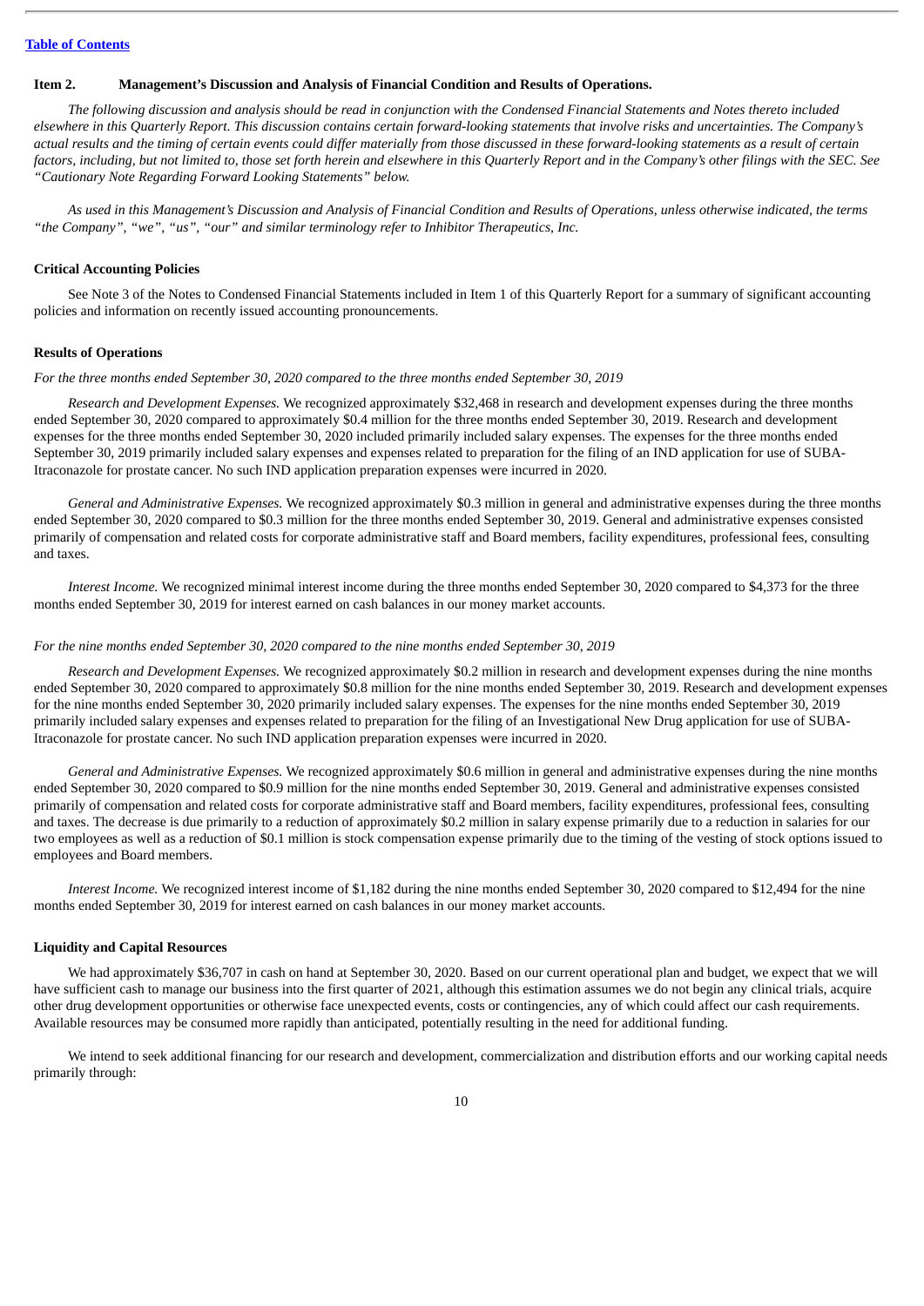[Table of Contents](#)

### Item 2. Management's Discussion and Analysis of Financial Condition and Results of Operations.

*The following discussion and analysis should be read in conjunction with the Condensed Financial Statements and Notes thereto included elsewhere in this Quarterly Report. This discussion contains certain forward-looking statements that involve risks and uncertainties. The Company's actual results and the timing of certain events could differ materially from those discussed in these forward-looking statements as a result of certain factors, including, but not limited to, those set forth herein and elsewhere in this Quarterly Report and in the Company's other filings with the SEC. See "Cautionary Note Regarding Forward Looking Statements" below.*

*As used in this Management's Discussion and Analysis of Financial Condition and Results of Operations, unless otherwise indicated, the terms "the Company", "we", "us", "our" and similar terminology refer to Inhibitor Therapeutics, Inc.*

#### Critical Accounting Policies

See Note 3 of the Notes to Condensed Financial Statements included in Item 1 of this Quarterly Report for a summary of significant accounting policies and information on recently issued accounting pronouncements.

#### Results of Operations

*For the three months ended September 30, 2020 compared to the three months ended September 30, 2019*

*Research and Development Expenses.* We recognized approximately $32,468 in research and development expenses during the three months ended September 30, 2020 compared to approximately $0.4 million for the three months ended September 30, 2019. Research and development expenses for the three months ended September 30, 2020 included primarily included salary expenses. The expenses for the three months ended September 30, 2019 primarily included salary expenses and expenses related to preparation for the filing of an IND application for use of SUBA-Itraconazole for prostate cancer. No such IND application preparation expenses were incurred in 2020.

*General and Administrative Expenses.* We recognized approximately $0.3 million in general and administrative expenses during the three months ended September 30, 2020 compared to $0.3 million for the three months ended September 30, 2019. General and administrative expenses consisted primarily of compensation and related costs for corporate administrative staff and Board members, facility expenditures, professional fees, consulting and taxes.

*Interest Income.* We recognized minimal interest income during the three months ended September 30, 2020 compared to $4,373 for the three months ended September 30, 2019 for interest earned on cash balances in our money market accounts.

*For the nine months ended September 30, 2020 compared to the nine months ended September 30, 2019*

*Research and Development Expenses.* We recognized approximately $0.2 million in research and development expenses during the nine months ended September 30, 2020 compared to approximately $0.8 million for the nine months ended September 30, 2019. Research and development expenses for the nine months ended September 30, 2020 primarily included salary expenses. The expenses for the nine months ended September 30, 2019 primarily included salary expenses and expenses related to preparation for the filing of an Investigational New Drug application for use of SUBA-Itraconazole for prostate cancer. No such IND application preparation expenses were incurred in 2020.

*General and Administrative Expenses.* We recognized approximately $0.6 million in general and administrative expenses during the nine months ended September 30, 2020 compared to $0.9 million for the nine months ended September 30, 2019. General and administrative expenses consisted primarily of compensation and related costs for corporate administrative staff and Board members, facility expenditures, professional fees, consulting and taxes. The decrease is due primarily to a reduction of approximately $0.2 million in salary expense primarily due to a reduction in salaries for our two employees as well as a reduction of $0.1 million is stock compensation expense primarily due to the timing of the vesting of stock options issued to employees and Board members.

*Interest Income.* We recognized interest income of $1,182 during the nine months ended September 30, 2020 compared to $12,494 for the nine months ended September 30, 2019 for interest earned on cash balances in our money market accounts.

#### Liquidity and Capital Resources

We had approximately $36,707 in cash on hand at September 30, 2020. Based on our current operational plan and budget, we expect that we will have sufficient cash to manage our business into the first quarter of 2021, although this estimation assumes we do not begin any clinical trials, acquire other drug development opportunities or otherwise face unexpected events, costs or contingencies, any of which could affect our cash requirements. Available resources may be consumed more rapidly than anticipated, potentially resulting in the need for additional funding.

We intend to seek additional financing for our research and development, commercialization and distribution efforts and our working capital needs primarily through: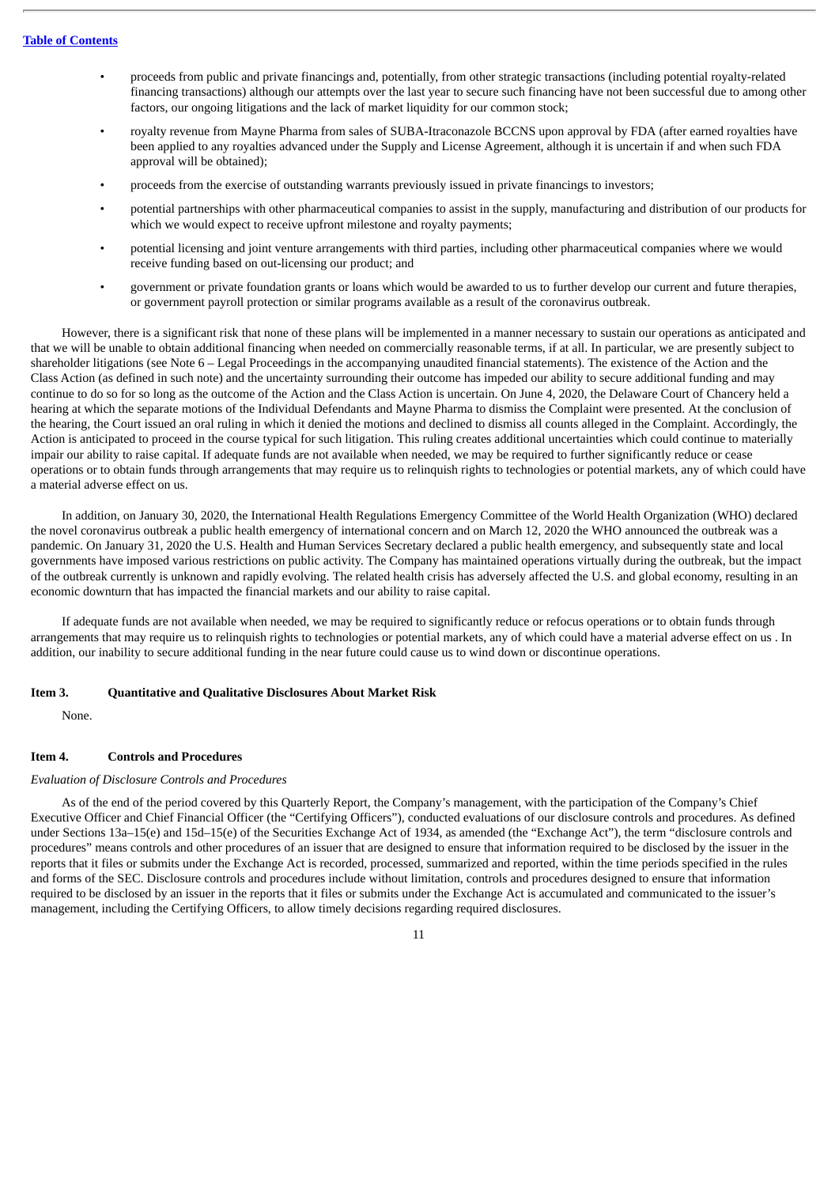- proceeds from public and private financings and, potentially, from other strategic transactions (including potential royalty-related financing transactions) although our attempts over the last year to secure such financing have not been successful due to among other factors, our ongoing litigations and the lack of market liquidity for our common stock;
- royalty revenue from Mayne Pharma from sales of SUBA-Itraconazole BCCNS upon approval by FDA (after earned royalties have been applied to any royalties advanced under the Supply and License Agreement, although it is uncertain if and when such FDA approval will be obtained);
- proceeds from the exercise of outstanding warrants previously issued in private financings to investors;
- potential partnerships with other pharmaceutical companies to assist in the supply, manufacturing and distribution of our products for which we would expect to receive upfront milestone and royalty payments;
- potential licensing and joint venture arrangements with third parties, including other pharmaceutical companies where we would receive funding based on out-licensing our product; and
- government or private foundation grants or loans which would be awarded to us to further develop our current and future therapies, or government payroll protection or similar programs available as a result of the coronavirus outbreak.

However, there is a significant risk that none of these plans will be implemented in a manner necessary to sustain our operations as anticipated and that we will be unable to obtain additional financing when needed on commercially reasonable terms, if at all. In particular, we are presently subject to shareholder litigations (see Note 6 – Legal Proceedings in the accompanying unaudited financial statements). The existence of the Action and the Class Action (as defined in such note) and the uncertainty surrounding their outcome has impeded our ability to secure additional funding and may continue to do so for so long as the outcome of the Action and the Class Action is uncertain. On June 4, 2020, the Delaware Court of Chancery held a hearing at which the separate motions of the Individual Defendants and Mayne Pharma to dismiss the Complaint were presented. At the conclusion of the hearing, the Court issued an oral ruling in which it denied the motions and declined to dismiss all counts alleged in the Complaint. Accordingly, the Action is anticipated to proceed in the course typical for such litigation. This ruling creates additional uncertainties which could continue to materially impair our ability to raise capital. If adequate funds are not available when needed, we may be required to further significantly reduce or cease operations or to obtain funds through arrangements that may require us to relinquish rights to technologies or potential markets, any of which could have a material adverse effect on us.

In addition, on January 30, 2020, the International Health Regulations Emergency Committee of the World Health Organization (WHO) declared the novel coronavirus outbreak a public health emergency of international concern and on March 12, 2020 the WHO announced the outbreak was a pandemic. On January 31, 2020 the U.S. Health and Human Services Secretary declared a public health emergency, and subsequently state and local governments have imposed various restrictions on public activity. The Company has maintained operations virtually during the outbreak, but the impact of the outbreak currently is unknown and rapidly evolving. The related health crisis has adversely affected the U.S. and global economy, resulting in an economic downturn that has impacted the financial markets and our ability to raise capital.

If adequate funds are not available when needed, we may be required to significantly reduce or refocus operations or to obtain funds through arrangements that may require us to relinquish rights to technologies or potential markets, any of which could have a material adverse effect on us . In addition, our inability to secure additional funding in the near future could cause us to wind down or discontinue operations.

## Item 3. Quantitative and Qualitative Disclosures About Market Risk

None.

## Item 4. Controls and Procedures

*Evaluation of Disclosure Controls and Procedures*

As of the end of the period covered by this Quarterly Report, the Company's management, with the participation of the Company's Chief Executive Officer and Chief Financial Officer (the "Certifying Officers"), conducted evaluations of our disclosure controls and procedures. As defined under Sections 13a–15(e) and 15d–15(e) of the Securities Exchange Act of 1934, as amended (the "Exchange Act"), the term "disclosure controls and procedures" means controls and other procedures of an issuer that are designed to ensure that information required to be disclosed by the issuer in the reports that it files or submits under the Exchange Act is recorded, processed, summarized and reported, within the time periods specified in the rules and forms of the SEC. Disclosure controls and procedures include without limitation, controls and procedures designed to ensure that information required to be disclosed by an issuer in the reports that it files or submits under the Exchange Act is accumulated and communicated to the issuer's management, including the Certifying Officers, to allow timely decisions regarding required disclosures.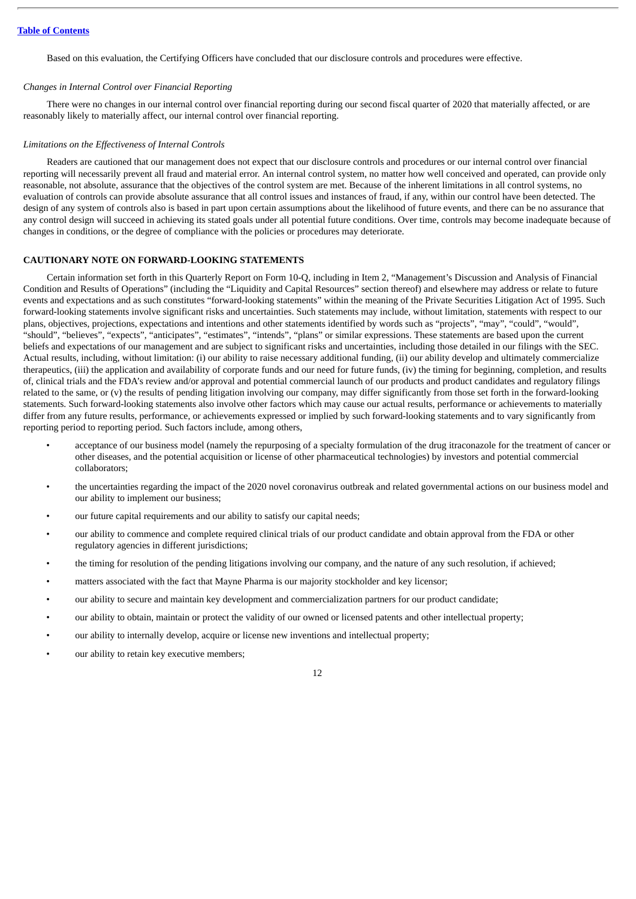Based on this evaluation, the Certifying Officers have concluded that our disclosure controls and procedures were effective.

*Changes in Internal Control over Financial Reporting*

There were no changes in our internal control over financial reporting during our second fiscal quarter of 2020 that materially affected, or are reasonably likely to materially affect, our internal control over financial reporting.

*Limitations on the Effectiveness of Internal Controls*

Readers are cautioned that our management does not expect that our disclosure controls and procedures or our internal control over financial reporting will necessarily prevent all fraud and material error. An internal control system, no matter how well conceived and operated, can provide only reasonable, not absolute, assurance that the objectives of the control system are met. Because of the inherent limitations in all control systems, no evaluation of controls can provide absolute assurance that all control issues and instances of fraud, if any, within our control have been detected. The design of any system of controls also is based in part upon certain assumptions about the likelihood of future events, and there can be no assurance that any control design will succeed in achieving its stated goals under all potential future conditions. Over time, controls may become inadequate because of changes in conditions, or the degree of compliance with the policies or procedures may deteriorate.

**CAUTIONARY NOTE ON FORWARD-LOOKING STATEMENTS**

Certain information set forth in this Quarterly Report on Form 10-Q, including in Item 2, "Management's Discussion and Analysis of Financial Condition and Results of Operations" (including the "Liquidity and Capital Resources" section thereof) and elsewhere may address or relate to future events and expectations and as such constitutes "forward-looking statements" within the meaning of the Private Securities Litigation Act of 1995. Such forward-looking statements involve significant risks and uncertainties. Such statements may include, without limitation, statements with respect to our plans, objectives, projections, expectations and intentions and other statements identified by words such as "projects", "may", "could", "would", "should", "believes", "expects", "anticipates", "estimates", "intends", "plans" or similar expressions. These statements are based upon the current beliefs and expectations of our management and are subject to significant risks and uncertainties, including those detailed in our filings with the SEC. Actual results, including, without limitation: (i) our ability to raise necessary additional funding, (ii) our ability develop and ultimately commercialize therapeutics, (iii) the application and availability of corporate funds and our need for future funds, (iv) the timing for beginning, completion, and results of, clinical trials and the FDA's review and/or approval and potential commercial launch of our products and product candidates and regulatory filings related to the same, or (v) the results of pending litigation involving our company, may differ significantly from those set forth in the forward-looking statements. Such forward-looking statements also involve other factors which may cause our actual results, performance or achievements to materially differ from any future results, performance, or achievements expressed or implied by such forward-looking statements and to vary significantly from reporting period to reporting period. Such factors include, among others,

- acceptance of our business model (namely the repurposing of a specialty formulation of the drug itraconazole for the treatment of cancer or other diseases, and the potential acquisition or license of other pharmaceutical technologies) by investors and potential commercial collaborators;
- the uncertainties regarding the impact of the 2020 novel coronavirus outbreak and related governmental actions on our business model and our ability to implement our business;
- our future capital requirements and our ability to satisfy our capital needs;
- our ability to commence and complete required clinical trials of our product candidate and obtain approval from the FDA or other regulatory agencies in different jurisdictions;
- the timing for resolution of the pending litigations involving our company, and the nature of any such resolution, if achieved;
- matters associated with the fact that Mayne Pharma is our majority stockholder and key licensor;
- our ability to secure and maintain key development and commercialization partners for our product candidate;
- our ability to obtain, maintain or protect the validity of our owned or licensed patents and other intellectual property;
- our ability to internally develop, acquire or license new inventions and intellectual property;
- our ability to retain key executive members;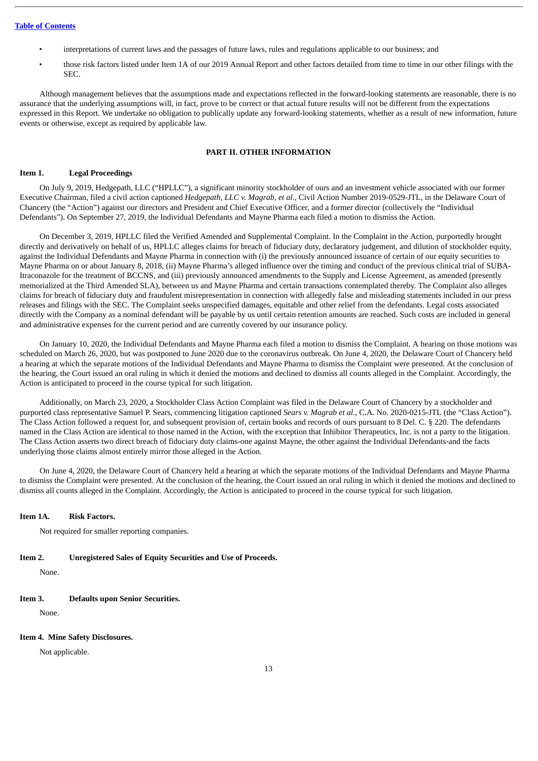- interpretations of current laws and the passages of future laws, rules and regulations applicable to our business; and
- those risk factors listed under Item 1A of our 2019 Annual Report and other factors detailed from time to time in our other filings with the SEC.

Although management believes that the assumptions made and expectations reflected in the forward-looking statements are reasonable, there is no assurance that the underlying assumptions will, in fact, prove to be correct or that actual future results will not be different from the expectations expressed in this Report. We undertake no obligation to publically update any forward-looking statements, whether as a result of new information, future events or otherwise, except as required by applicable law.

## PART II. OTHER INFORMATION

### Item 1. Legal Proceedings

On July 9, 2019, Hedgepath, LLC ("HPLLC"), a significant minority stockholder of ours and an investment vehicle associated with our former Executive Chairman, filed a civil action captioned *Hedgepath, LLC v. Magrab, et al.*, Civil Action Number 2019-0529-JTL, in the Delaware Court of Chancery (the "Action") against our directors and President and Chief Executive Officer, and a former director (collectively the "Individual Defendants"). On September 27, 2019, the Individual Defendants and Mayne Pharma each filed a motion to dismiss the Action.

On December 3, 2019, HPLLC filed the Verified Amended and Supplemental Complaint. In the Complaint in the Action, purportedly brought directly and derivatively on behalf of us, HPLLC alleges claims for breach of fiduciary duty, declaratory judgement, and dilution of stockholder equity, against the Individual Defendants and Mayne Pharma in connection with (i) the previously announced issuance of certain of our equity securities to Mayne Pharma on or about January 8, 2018, (ii) Mayne Pharma's alleged influence over the timing and conduct of the previous clinical trial of SUBA-Itraconazole for the treatment of BCCNS, and (iii) previously announced amendments to the Supply and License Agreement, as amended (presently memorialized at the Third Amended SLA), between us and Mayne Pharma and certain transactions contemplated thereby. The Complaint also alleges claims for breach of fiduciary duty and fraudulent misrepresentation in connection with allegedly false and misleading statements included in our press releases and filings with the SEC. The Complaint seeks unspecified damages, equitable and other relief from the defendants. Legal costs associated directly with the Company as a nominal defendant will be payable by us until certain retention amounts are reached. Such costs are included in general and administrative expenses for the current period and are currently covered by our insurance policy.

On January 10, 2020, the Individual Defendants and Mayne Pharma each filed a motion to dismiss the Complaint. A hearing on those motions was scheduled on March 26, 2020, but was postponed to June 2020 due to the coronavirus outbreak. On June 4, 2020, the Delaware Court of Chancery held a hearing at which the separate motions of the Individual Defendants and Mayne Pharma to dismiss the Complaint were presented. At the conclusion of the hearing, the Court issued an oral ruling in which it denied the motions and declined to dismiss all counts alleged in the Complaint. Accordingly, the Action is anticipated to proceed in the course typical for such litigation.

Additionally, on March 23, 2020, a Stockholder Class Action Complaint was filed in the Delaware Court of Chancery by a stockholder and purported class representative Samuel P. Sears, commencing litigation captioned *Sears v. Magrab et al*., C.A. No. 2020-0215-JTL (the "Class Action"). The Class Action followed a request for, and subsequent provision of, certain books and records of ours pursuant to 8 Del. C. § 220. The defendants named in the Class Action are identical to those named in the Action, with the exception that Inhibitor Therapeutics, Inc. is not a party to the litigation. The Class Action asserts two direct breach of fiduciary duty claims-one against Mayne, the other against the Individual Defendants-and the facts underlying those claims almost entirely mirror those alleged in the Action.

On June 4, 2020, the Delaware Court of Chancery held a hearing at which the separate motions of the Individual Defendants and Mayne Pharma to dismiss the Complaint were presented. At the conclusion of the hearing, the Court issued an oral ruling in which it denied the motions and declined to dismiss all counts alleged in the Complaint. Accordingly, the Action is anticipated to proceed in the course typical for such litigation.

### Item 1A. Risk Factors.

Not required for smaller reporting companies.

### Item 2. Unregistered Sales of Equity Securities and Use of Proceeds.

None.

### Item 3. Defaults upon Senior Securities.

None.

### Item 4. Mine Safety Disclosures.

Not applicable.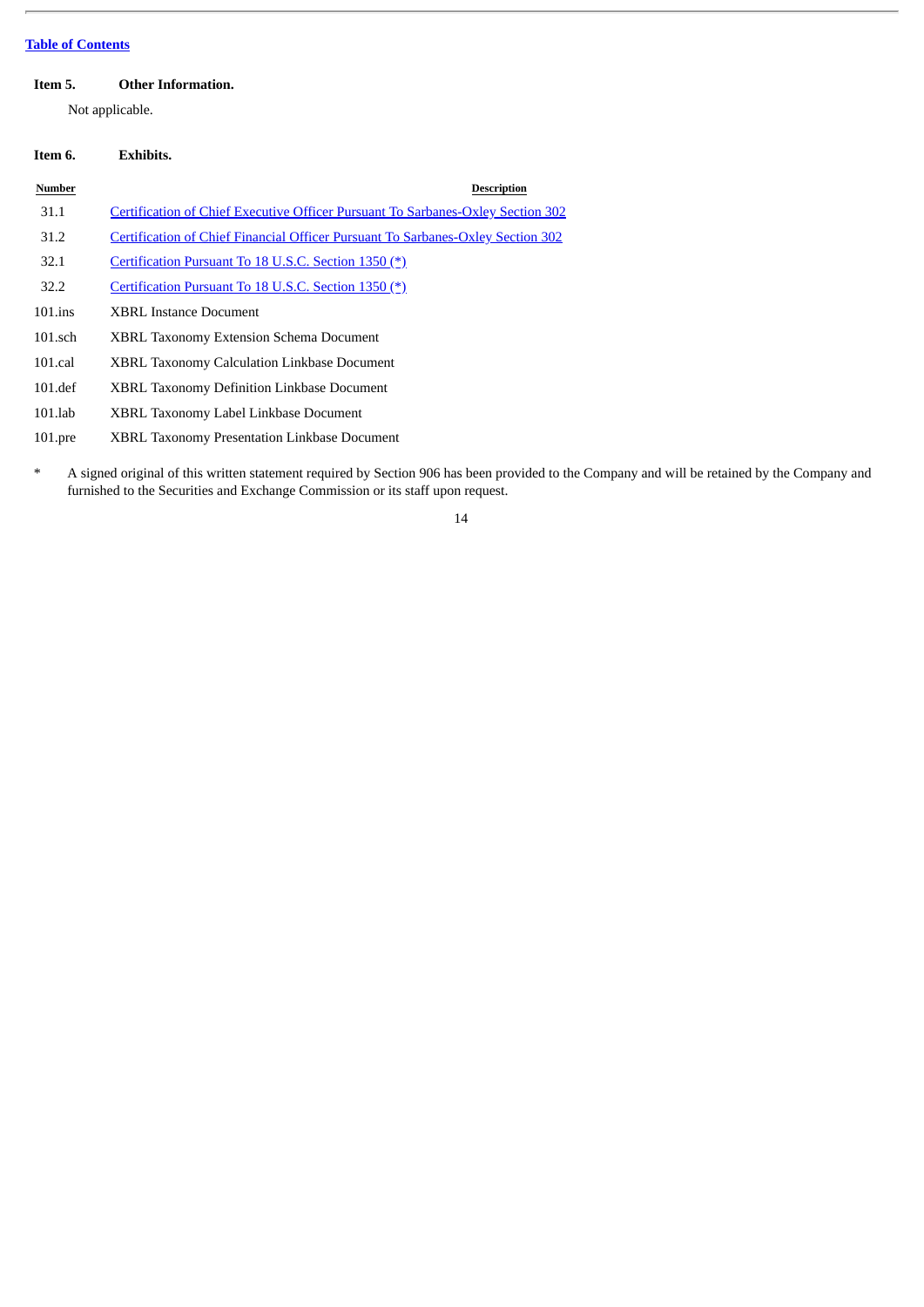[Table of Contents](#)

**Item 5. Other Information.**

Not applicable.

**Item 6. Exhibits.**

| Number | Description |
|---|---|
| 31.1 | Certification of Chief Executive Officer Pursuant To Sarbanes-Oxley Section 302 |
| 31.2 | Certification of Chief Financial Officer Pursuant To Sarbanes-Oxley Section 302 |
| 32.1 | Certification Pursuant To 18 U.S.C. Section 1350 (*) |
| 32.2 | Certification Pursuant To 18 U.S.C. Section 1350 (*) |
| 101.ins | XBRL Instance Document |
| 101.sch | XBRL Taxonomy Extension Schema Document |
| 101.cal | XBRL Taxonomy Calculation Linkbase Document |
| 101.def | XBRL Taxonomy Definition Linkbase Document |
| 101.lab | XBRL Taxonomy Label Linkbase Document |
| 101.pre | XBRL Taxonomy Presentation Linkbase Document |

* A signed original of this written statement required by Section 906 has been provided to the Company and will be retained by the Company and furnished to the Securities and Exchange Commission or its staff upon request.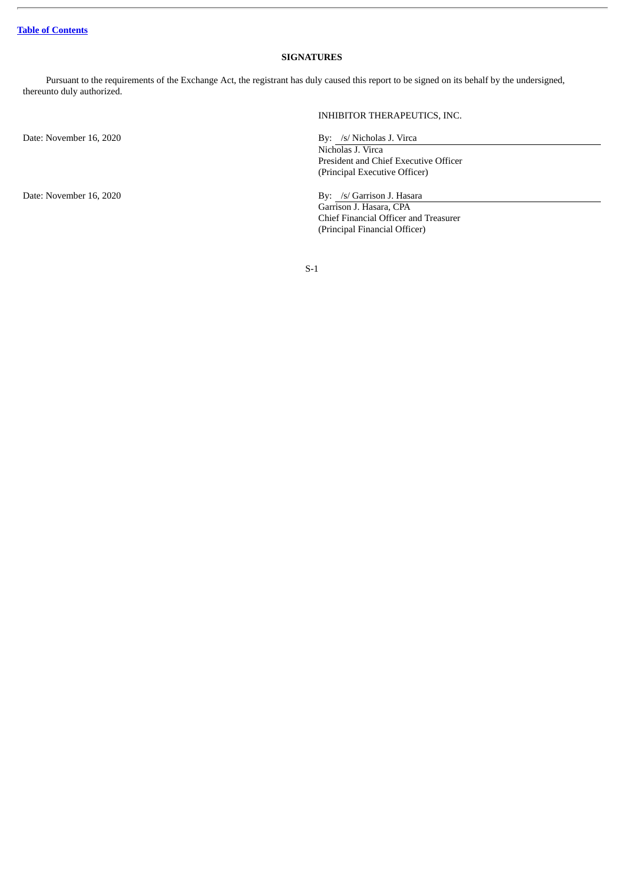[Table of Contents](#)

**SIGNATURES**

Pursuant to the requirements of the Exchange Act, the registrant has duly caused this report to be signed on its behalf by the undersigned, thereunto duly authorized.

| | |
|---|---|
| | INHIBITOR THERAPEUTICS, INC. |
| Date: November 16, 2020 | By: /s/ Nicholas J. Virca<br>Nicholas J. Virca<br>President and Chief Executive Officer<br>(Principal Executive Officer) |
| Date: November 16, 2020 | By: /s/ Garrison J. Hasara<br>Garrison J. Hasara, CPA<br>Chief Financial Officer and Treasurer<br>(Principal Financial Officer) |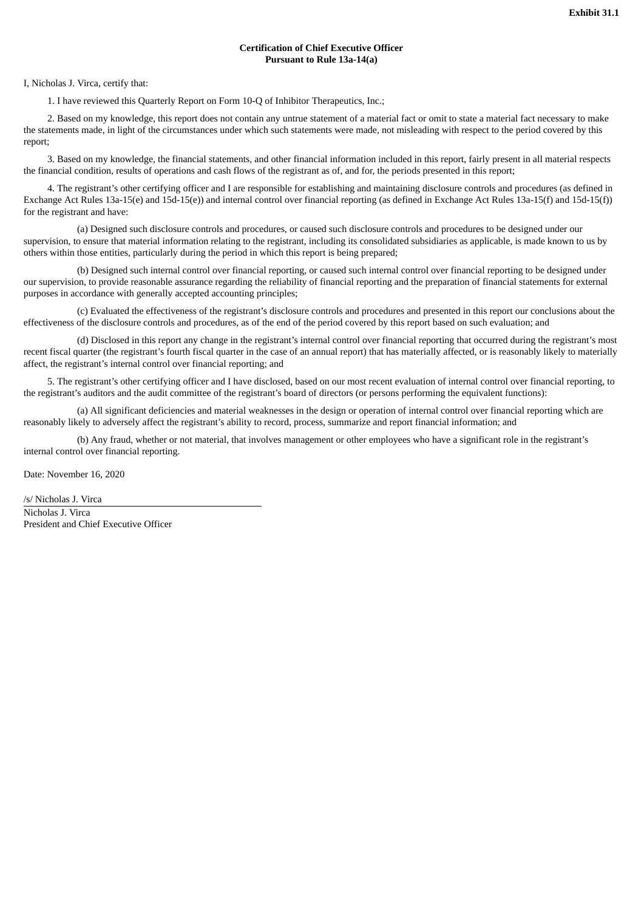**Exhibit 31.1**

**Certification of Chief Executive Officer**
**Pursuant to Rule 13a-14(a)**

I, Nicholas J. Virca, certify that:

1. I have reviewed this Quarterly Report on Form 10-Q of Inhibitor Therapeutics, Inc.;

2. Based on my knowledge, this report does not contain any untrue statement of a material fact or omit to state a material fact necessary to make the statements made, in light of the circumstances under which such statements were made, not misleading with respect to the period covered by this report;

3. Based on my knowledge, the financial statements, and other financial information included in this report, fairly present in all material respects the financial condition, results of operations and cash flows of the registrant as of, and for, the periods presented in this report;

4. The registrant's other certifying officer and I are responsible for establishing and maintaining disclosure controls and procedures (as defined in Exchange Act Rules 13a-15(e) and 15d-15(e)) and internal control over financial reporting (as defined in Exchange Act Rules 13a-15(f) and 15d-15(f)) for the registrant and have:

(a) Designed such disclosure controls and procedures, or caused such disclosure controls and procedures to be designed under our supervision, to ensure that material information relating to the registrant, including its consolidated subsidiaries as applicable, is made known to us by others within those entities, particularly during the period in which this report is being prepared;

(b) Designed such internal control over financial reporting, or caused such internal control over financial reporting to be designed under our supervision, to provide reasonable assurance regarding the reliability of financial reporting and the preparation of financial statements for external purposes in accordance with generally accepted accounting principles;

(c) Evaluated the effectiveness of the registrant's disclosure controls and procedures and presented in this report our conclusions about the effectiveness of the disclosure controls and procedures, as of the end of the period covered by this report based on such evaluation; and

(d) Disclosed in this report any change in the registrant's internal control over financial reporting that occurred during the registrant's most recent fiscal quarter (the registrant's fourth fiscal quarter in the case of an annual report) that has materially affected, or is reasonably likely to materially affect, the registrant's internal control over financial reporting; and

5. The registrant's other certifying officer and I have disclosed, based on our most recent evaluation of internal control over financial reporting, to the registrant's auditors and the audit committee of the registrant's board of directors (or persons performing the equivalent functions):

(a) All significant deficiencies and material weaknesses in the design or operation of internal control over financial reporting which are reasonably likely to adversely affect the registrant's ability to record, process, summarize and report financial information; and

(b) Any fraud, whether or not material, that involves management or other employees who have a significant role in the registrant's internal control over financial reporting.

Date: November 16, 2020

/s/ Nicholas J. Virca
Nicholas J. Virca
President and Chief Executive Officer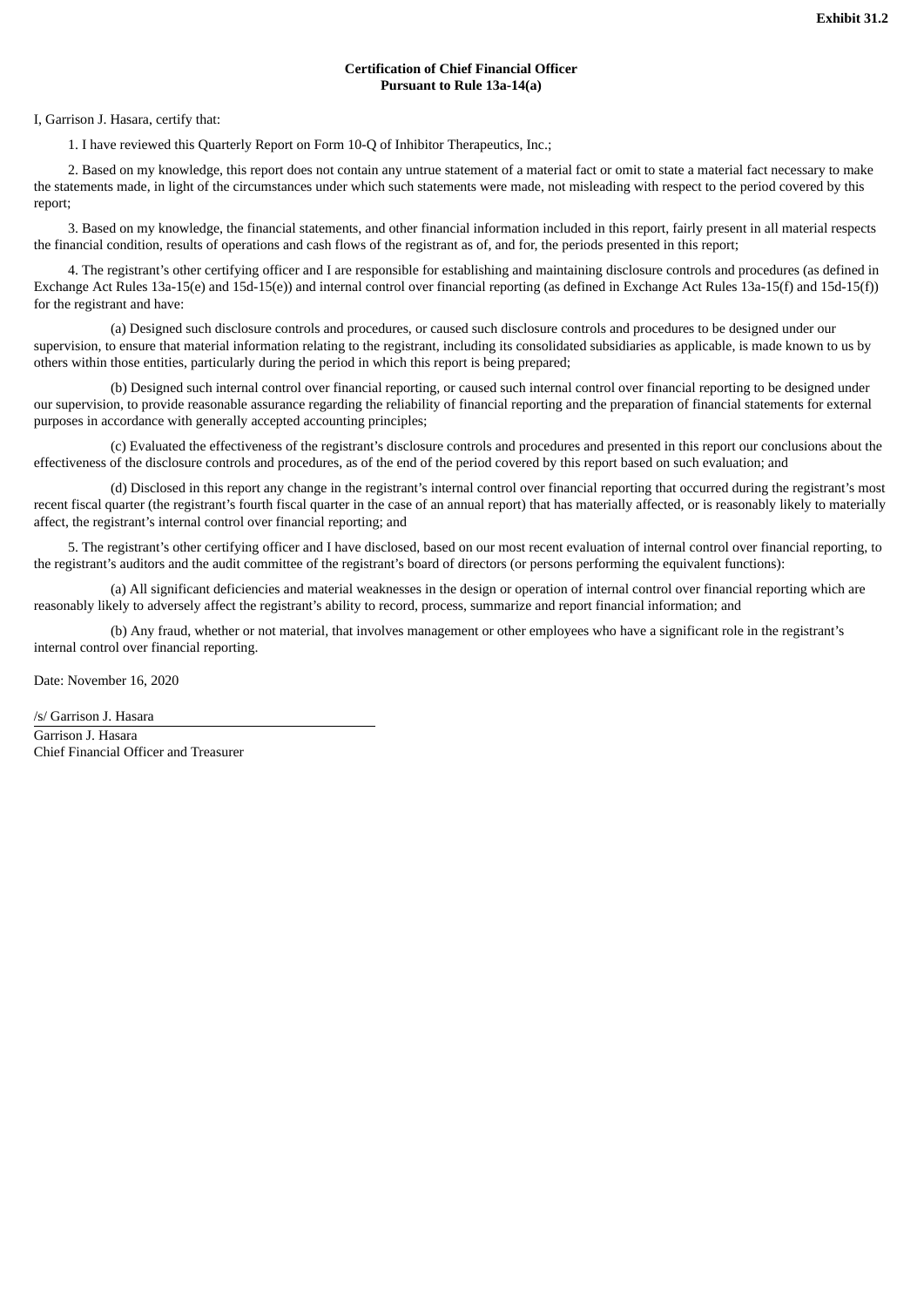**Exhibit 31.2**

**Certification of Chief Financial Officer**
**Pursuant to Rule 13a-14(a)**

I, Garrison J. Hasara, certify that:

1. I have reviewed this Quarterly Report on Form 10-Q of Inhibitor Therapeutics, Inc.;

2. Based on my knowledge, this report does not contain any untrue statement of a material fact or omit to state a material fact necessary to make the statements made, in light of the circumstances under which such statements were made, not misleading with respect to the period covered by this report;

3. Based on my knowledge, the financial statements, and other financial information included in this report, fairly present in all material respects the financial condition, results of operations and cash flows of the registrant as of, and for, the periods presented in this report;

4. The registrant's other certifying officer and I are responsible for establishing and maintaining disclosure controls and procedures (as defined in Exchange Act Rules 13a-15(e) and 15d-15(e)) and internal control over financial reporting (as defined in Exchange Act Rules 13a-15(f) and 15d-15(f)) for the registrant and have:

(a) Designed such disclosure controls and procedures, or caused such disclosure controls and procedures to be designed under our supervision, to ensure that material information relating to the registrant, including its consolidated subsidiaries as applicable, is made known to us by others within those entities, particularly during the period in which this report is being prepared;

(b) Designed such internal control over financial reporting, or caused such internal control over financial reporting to be designed under our supervision, to provide reasonable assurance regarding the reliability of financial reporting and the preparation of financial statements for external purposes in accordance with generally accepted accounting principles;

(c) Evaluated the effectiveness of the registrant's disclosure controls and procedures and presented in this report our conclusions about the effectiveness of the disclosure controls and procedures, as of the end of the period covered by this report based on such evaluation; and

(d) Disclosed in this report any change in the registrant's internal control over financial reporting that occurred during the registrant's most recent fiscal quarter (the registrant's fourth fiscal quarter in the case of an annual report) that has materially affected, or is reasonably likely to materially affect, the registrant's internal control over financial reporting; and

5. The registrant's other certifying officer and I have disclosed, based on our most recent evaluation of internal control over financial reporting, to the registrant's auditors and the audit committee of the registrant's board of directors (or persons performing the equivalent functions):

(a) All significant deficiencies and material weaknesses in the design or operation of internal control over financial reporting which are reasonably likely to adversely affect the registrant's ability to record, process, summarize and report financial information; and

(b) Any fraud, whether or not material, that involves management or other employees who have a significant role in the registrant's internal control over financial reporting.

Date: November 16, 2020

/s/ Garrison J. Hasara
Garrison J. Hasara
Chief Financial Officer and Treasurer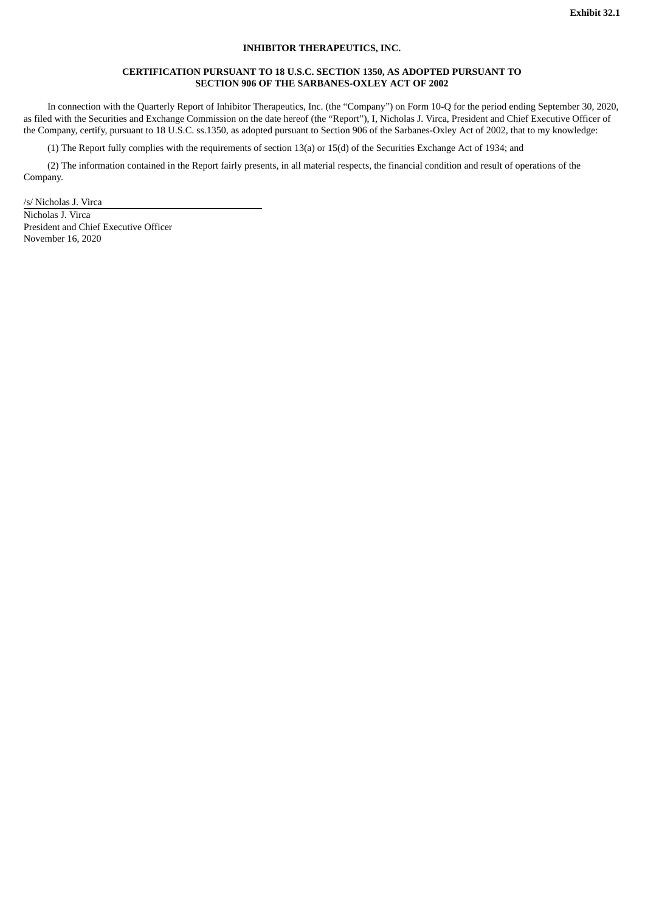**Exhibit 32.1**

**INHIBITOR THERAPEUTICS, INC.**

**CERTIFICATION PURSUANT TO 18 U.S.C. SECTION 1350, AS ADOPTED PURSUANT TO SECTION 906 OF THE SARBANES-OXLEY ACT OF 2002**

In connection with the Quarterly Report of Inhibitor Therapeutics, Inc. (the "Company") on Form 10-Q for the period ending September 30, 2020, as filed with the Securities and Exchange Commission on the date hereof (the "Report"), I, Nicholas J. Virca, President and Chief Executive Officer of the Company, certify, pursuant to 18 U.S.C. ss.1350, as adopted pursuant to Section 906 of the Sarbanes-Oxley Act of 2002, that to my knowledge:

(1) The Report fully complies with the requirements of section 13(a) or 15(d) of the Securities Exchange Act of 1934; and

(2) The information contained in the Report fairly presents, in all material respects, the financial condition and result of operations of the Company.

/s/ Nicholas J. Virca

Nicholas J. Virca
President and Chief Executive Officer
November 16, 2020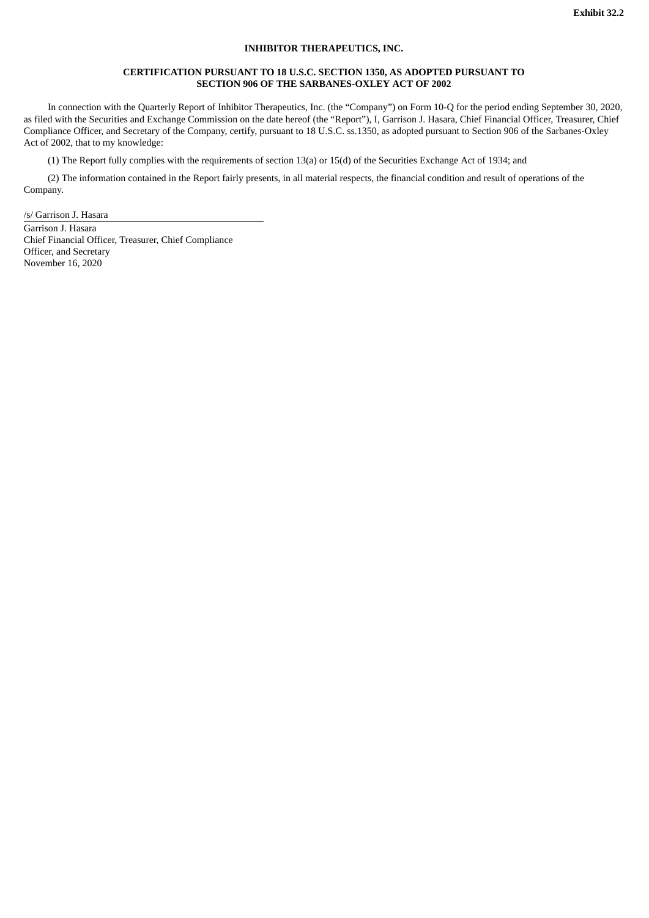**Exhibit 32.2**

**INHIBITOR THERAPEUTICS, INC.**

**CERTIFICATION PURSUANT TO 18 U.S.C. SECTION 1350, AS ADOPTED PURSUANT TO SECTION 906 OF THE SARBANES-OXLEY ACT OF 2002**

In connection with the Quarterly Report of Inhibitor Therapeutics, Inc. (the "Company") on Form 10-Q for the period ending September 30, 2020, as filed with the Securities and Exchange Commission on the date hereof (the "Report"), I, Garrison J. Hasara, Chief Financial Officer, Treasurer, Chief Compliance Officer, and Secretary of the Company, certify, pursuant to 18 U.S.C. ss.1350, as adopted pursuant to Section 906 of the Sarbanes-Oxley Act of 2002, that to my knowledge:

(1) The Report fully complies with the requirements of section 13(a) or 15(d) of the Securities Exchange Act of 1934; and

(2) The information contained in the Report fairly presents, in all material respects, the financial condition and result of operations of the Company.

/s/ Garrison J. Hasara

Garrison J. Hasara
Chief Financial Officer, Treasurer, Chief Compliance Officer, and Secretary
November 16, 2020